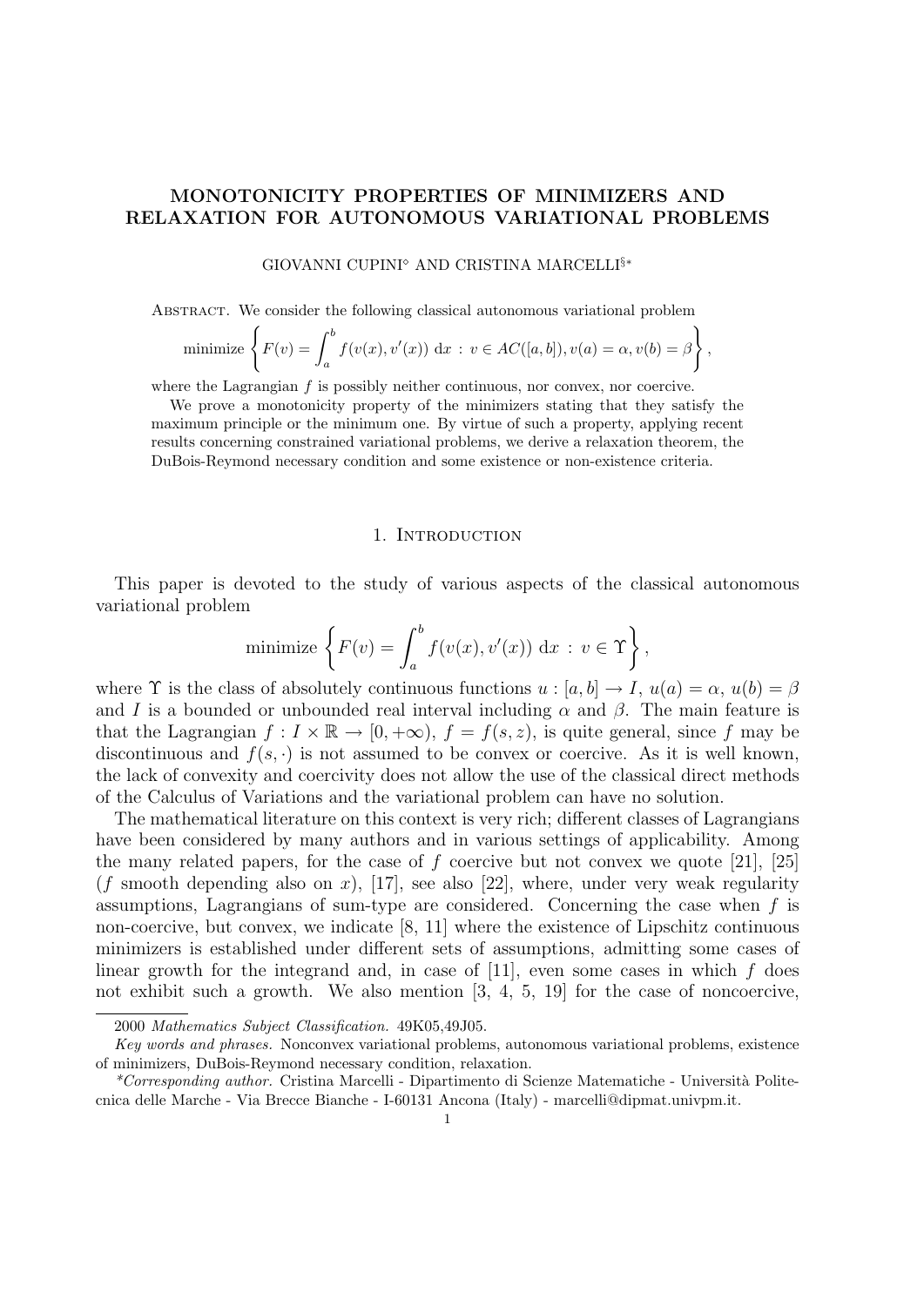# MONOTONICITY PROPERTIES OF MINIMIZERS AND RELAXATION FOR AUTONOMOUS VARIATIONAL PROBLEMS

GIOVANNI CUPINI$^{\circ}$ AND CRISTINA MARCELLI$^{\S *}$

Abstract. We consider the following classical autonomous variational problem

$$\text{minimize } \left\{ F(v) = \int_a^b f(v(x), v'(x)) \, \mathrm{d}x \, : \, v \in AC([a,b]), v(a) = \alpha, v(b) = \beta \right\},$$

where the Lagrangian $f$ is possibly neither continuous, nor convex, nor coercive.

We prove a monotonicity property of the minimizers stating that they satisfy the maximum principle or the minimum one. By virtue of such a property, applying recent results concerning constrained variational problems, we derive a relaxation theorem, the DuBois-Reymond necessary condition and some existence or non-existence criteria.

## 1. Introduction

This paper is devoted to the study of various aspects of the classical autonomous variational problem

$$\text{minimize } \left\{ F(v) = \int_a^b f(v(x), v'(x)) \, \mathrm{d}x \, : \, v \in \Upsilon \right\},$$

where $\Upsilon$ is the class of absolutely continuous functions $u : [a,b] \to I$, $u(a) = \alpha$, $u(b) = \beta$ and $I$ is a bounded or unbounded real interval including $\alpha$ and $\beta$. The main feature is that the Lagrangian $f : I \times \mathbb{R} \to [0, +\infty)$, $f = f(s,z)$, is quite general, since $f$ may be discontinuous and $f(s, \cdot)$ is not assumed to be convex or coercive. As it is well known, the lack of convexity and coercivity does not allow the use of the classical direct methods of the Calculus of Variations and the variational problem can have no solution.

The mathematical literature on this context is very rich; different classes of Lagrangians have been considered by many authors and in various settings of applicability. Among the many related papers, for the case of $f$ coercive but not convex we quote [21], [25] ($f$ smooth depending also on $x$), [17], see also [22], where, under very weak regularity assumptions, Lagrangians of sum-type are considered. Concerning the case when $f$ is non-coercive, but convex, we indicate [8, 11] where the existence of Lipschitz continuous minimizers is established under different sets of assumptions, admitting some cases of linear growth for the integrand and, in case of [11], even some cases in which $f$ does not exhibit such a growth. We also mention [3, 4, 5, 19] for the case of noncoercive,

---

2000 *Mathematics Subject Classification.* 49K05,49J05.

*Key words and phrases.* Nonconvex variational problems, autonomous variational problems, existence of minimizers, DuBois-Reymond necessary condition, relaxation.

*\*Corresponding author.* Cristina Marcelli - Dipartimento di Scienze Matematiche - Università Politecnica delle Marche - Via Brecce Bianche - I-60131 Ancona (Italy) - marcelli@dipmat.univpm.it.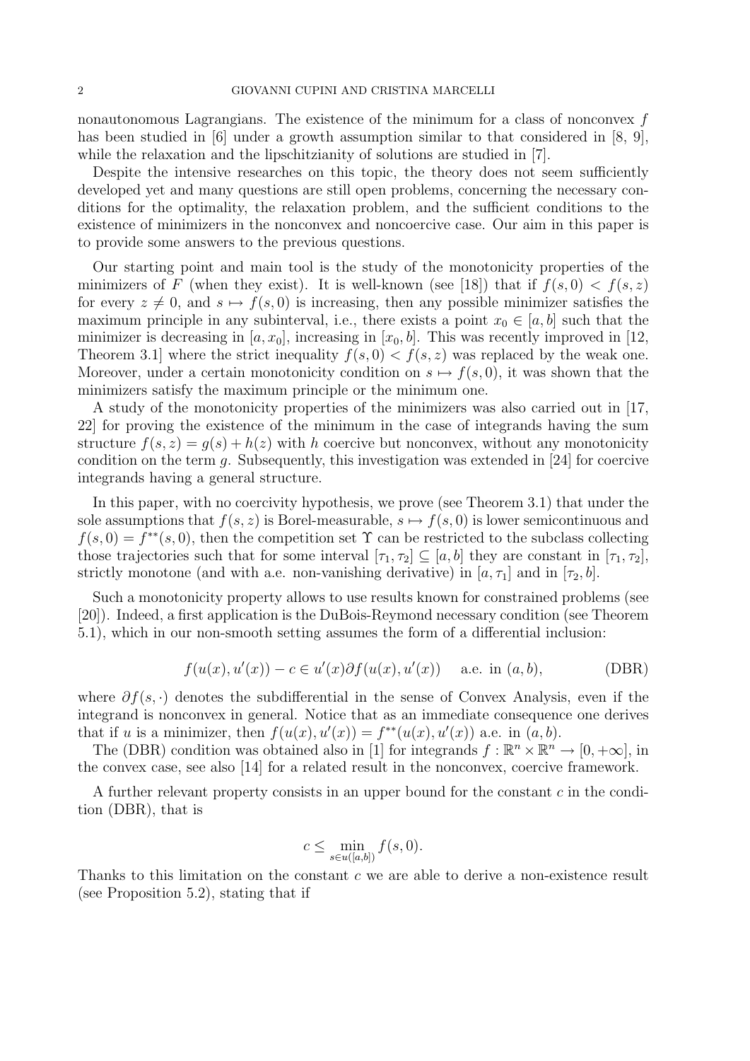nonautonomous Lagrangians. The existence of the minimum for a class of nonconvex $f$ has been studied in [6] under a growth assumption similar to that considered in [8, 9], while the relaxation and the lipschitzianity of solutions are studied in [7].

Despite the intensive researches on this topic, the theory does not seem sufficiently developed yet and many questions are still open problems, concerning the necessary conditions for the optimality, the relaxation problem, and the sufficient conditions to the existence of minimizers in the nonconvex and noncoercive case. Our aim in this paper is to provide some answers to the previous questions.

Our starting point and main tool is the study of the monotonicity properties of the minimizers of $F$ (when they exist). It is well-known (see [18]) that if $f(s,0) < f(s,z)$ for every $z \neq 0$, and $s \mapsto f(s,0)$ is increasing, then any possible minimizer satisfies the maximum principle in any subinterval, i.e., there exists a point $x_0 \in [a,b]$ such that the minimizer is decreasing in $[a, x_0]$, increasing in $[x_0, b]$. This was recently improved in [12, Theorem 3.1] where the strict inequality $f(s,0) < f(s,z)$ was replaced by the weak one. Moreover, under a certain monotonicity condition on $s \mapsto f(s,0)$, it was shown that the minimizers satisfy the maximum principle or the minimum one.

A study of the monotonicity properties of the minimizers was also carried out in [17, 22] for proving the existence of the minimum in the case of integrands having the sum structure $f(s,z) = g(s) + h(z)$ with $h$ coercive but nonconvex, without any monotonicity condition on the term $g$. Subsequently, this investigation was extended in [24] for coercive integrands having a general structure.

In this paper, with no coercivity hypothesis, we prove (see Theorem 3.1) that under the sole assumptions that $f(s,z)$ is Borel-measurable, $s \mapsto f(s,0)$ is lower semicontinuous and $f(s,0) = f^{**}(s,0)$, then the competition set $\Upsilon$ can be restricted to the subclass collecting those trajectories such that for some interval $[\tau_1, \tau_2] \subseteq [a,b]$ they are constant in $[\tau_1, \tau_2]$, strictly monotone (and with a.e. non-vanishing derivative) in $[a, \tau_1]$ and in $[\tau_2, b]$.

Such a monotonicity property allows to use results known for constrained problems (see [20]). Indeed, a first application is the DuBois-Reymond necessary condition (see Theorem 5.1), which in our non-smooth setting assumes the form of a differential inclusion:

$$f(u(x), u'(x)) - c \in u'(x)\partial f(u(x), u'(x)) \quad \text{a.e. in } (a,b), \tag{DBR}$$

where $\partial f(s, \cdot)$ denotes the subdifferential in the sense of Convex Analysis, even if the integrand is nonconvex in general. Notice that as an immediate consequence one derives that if $u$ is a minimizer, then $f(u(x), u'(x)) = f^{**}(u(x), u'(x))$ a.e. in $(a,b)$.

The (DBR) condition was obtained also in [1] for integrands $f : \mathbb{R}^n \times \mathbb{R}^n \to [0, +\infty]$, in the convex case, see also [14] for a related result in the nonconvex, coercive framework.

A further relevant property consists in an upper bound for the constant $c$ in the condition (DBR), that is

$$c \leq \min_{s \in u([a,b])} f(s,0).$$

Thanks to this limitation on the constant $c$ we are able to derive a non-existence result (see Proposition 5.2), stating that if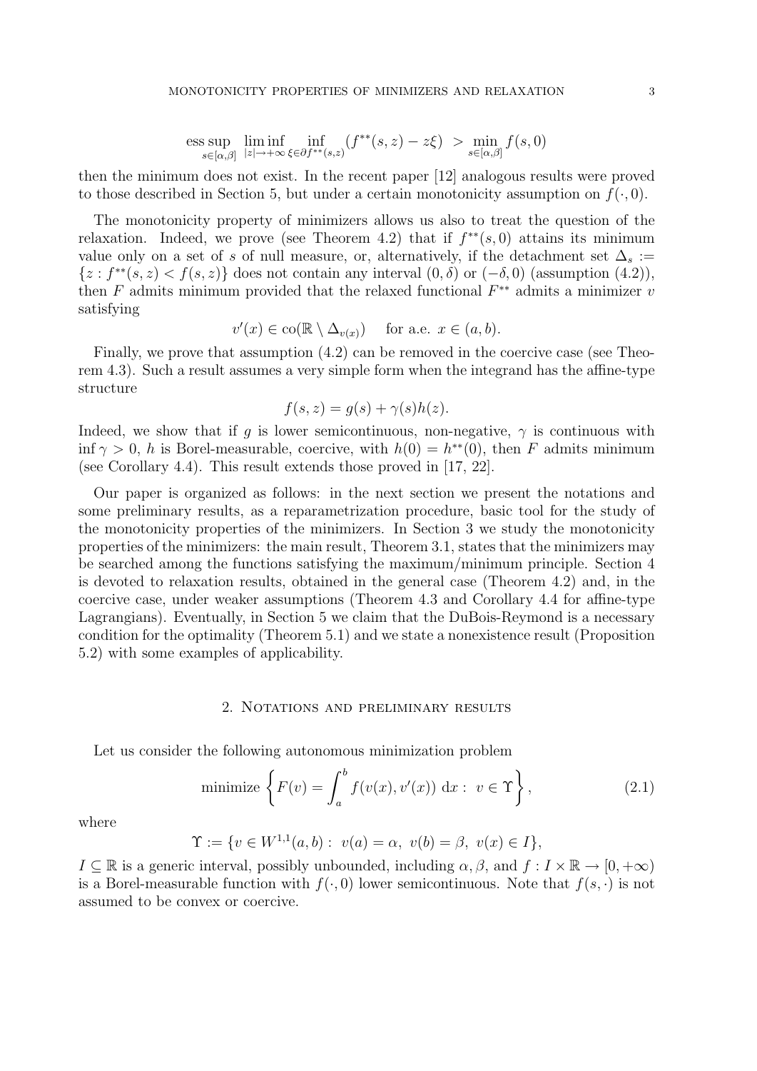$$\operatorname*{ess\,sup}_{s\in[\alpha,\beta]} \liminf_{|z|\to+\infty} \inf_{\xi\in\partial f^{**}(s,z)} (f^{**}(s,z) - z\xi) \;>\; \min_{s\in[\alpha,\beta]} f(s,0)$$

then the minimum does not exist. In the recent paper [12] analogous results were proved to those described in Section 5, but under a certain monotonicity assumption on $f(\cdot,0)$.

The monotonicity property of minimizers allows us also to treat the question of the relaxation. Indeed, we prove (see Theorem 4.2) that if $f^{**}(s,0)$ attains its minimum value only on a set of $s$ of null measure, or, alternatively, if the detachment set $\Delta_s := \{z : f^{**}(s,z) < f(s,z)\}$ does not contain any interval $(0,\delta)$ or $(-\delta,0)$ (assumption (4.2)), then $F$ admits minimum provided that the relaxed functional $F^{**}$ admits a minimizer $v$ satisfying

$$v'(x) \in \operatorname{co}(\mathbb{R}\setminus\Delta_{v(x)}) \quad \text{ for a.e. } x\in(a,b).$$

Finally, we prove that assumption (4.2) can be removed in the coercive case (see Theorem 4.3). Such a result assumes a very simple form when the integrand has the affine-type structure

$$f(s,z) = g(s) + \gamma(s)h(z).$$

Indeed, we show that if $g$ is lower semicontinuous, non-negative, $\gamma$ is continuous with $\inf\gamma > 0$, $h$ is Borel-measurable, coercive, with $h(0) = h^{**}(0)$, then $F$ admits minimum (see Corollary 4.4). This result extends those proved in [17, 22].

Our paper is organized as follows: in the next section we present the notations and some preliminary results, as a reparametrization procedure, basic tool for the study of the monotonicity properties of the minimizers. In Section 3 we study the monotonicity properties of the minimizers: the main result, Theorem 3.1, states that the minimizers may be searched among the functions satisfying the maximum/minimum principle. Section 4 is devoted to relaxation results, obtained in the general case (Theorem 4.2) and, in the coercive case, under weaker assumptions (Theorem 4.3 and Corollary 4.4 for affine-type Lagrangians). Eventually, in Section 5 we claim that the DuBois-Reymond is a necessary condition for the optimality (Theorem 5.1) and we state a nonexistence result (Proposition 5.2) with some examples of applicability.

## 2. Notations and preliminary results

Let us consider the following autonomous minimization problem

$$\text{minimize}\left\{ F(v) = \int_a^b f(v(x), v'(x))\ \mathrm{d}x : \ v\in\Upsilon \right\}, \tag{2.1}$$

where

$$\Upsilon := \{v\in W^{1,1}(a,b) : \ v(a)=\alpha,\ v(b)=\beta,\ v(x)\in I\},$$

$I\subseteq\mathbb{R}$ is a generic interval, possibly unbounded, including $\alpha,\beta$, and $f : I\times\mathbb{R}\to[0,+\infty)$ is a Borel-measurable function with $f(\cdot,0)$ lower semicontinuous. Note that $f(s,\cdot)$ is not assumed to be convex or coercive.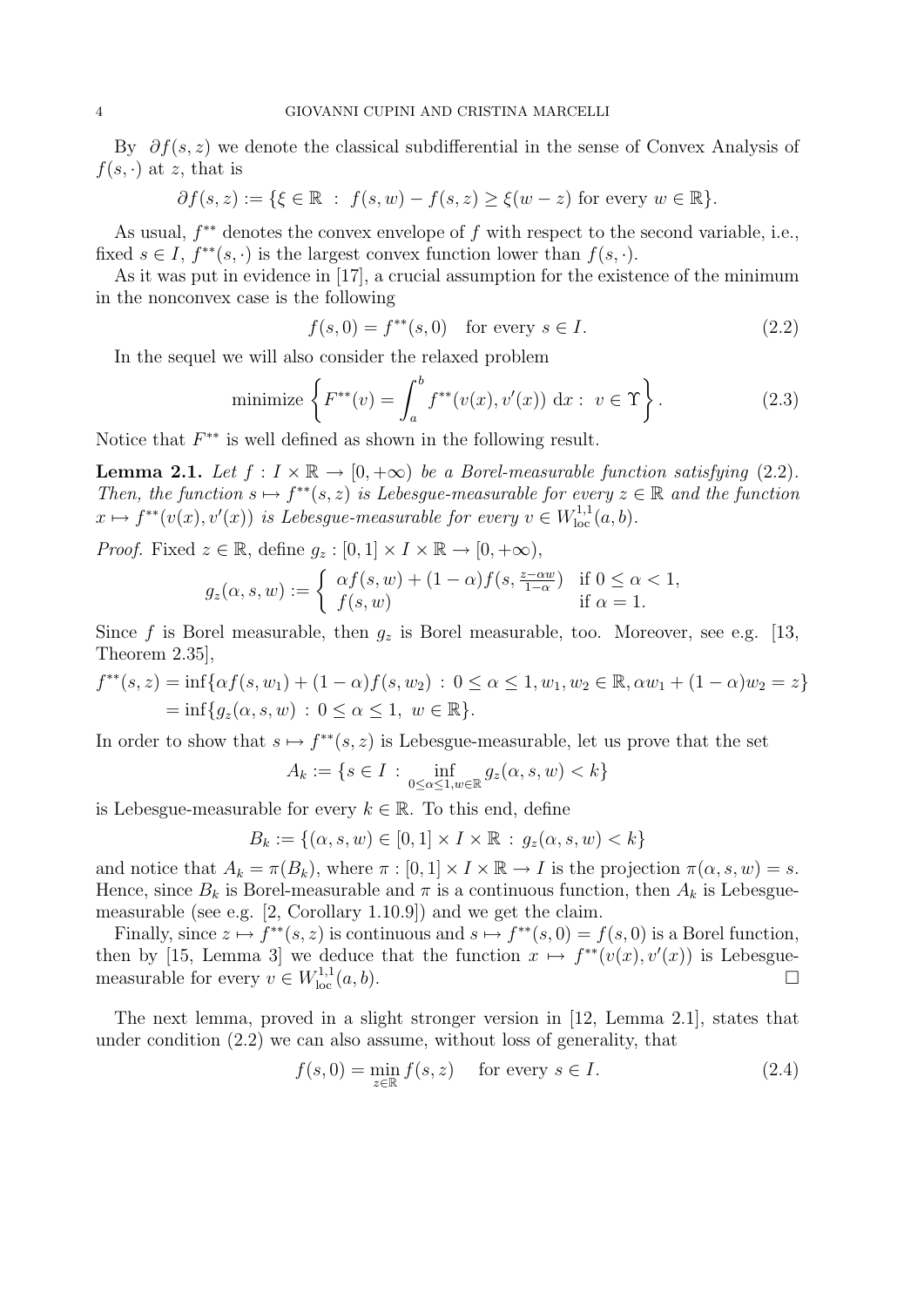By $\partial f(s,z)$ we denote the classical subdifferential in the sense of Convex Analysis of $f(s,\cdot)$ at $z$, that is

$$\partial f(s,z) := \{\xi \in \mathbb{R} \ : \ f(s,w) - f(s,z) \geq \xi(w-z) \text{ for every } w \in \mathbb{R}\}.$$

As usual, $f^{**}$ denotes the convex envelope of $f$ with respect to the second variable, i.e., fixed $s \in I$, $f^{**}(s,\cdot)$ is the largest convex function lower than $f(s,\cdot)$.

As it was put in evidence in [17], a crucial assumption for the existence of the minimum in the nonconvex case is the following

$$f(s,0) = f^{**}(s,0) \quad \text{for every } s \in I. \tag{2.2}$$

In the sequel we will also consider the relaxed problem

$$\text{minimize } \left\{ F^{**}(v) = \int_a^b f^{**}(v(x), v'(x)) \, \mathrm{d}x : \ v \in \Upsilon \right\}. \tag{2.3}$$

Notice that $F^{**}$ is well defined as shown in the following result.

**Lemma 2.1.** *Let $f : I \times \mathbb{R} \to [0,+\infty)$ be a Borel-measurable function satisfying (2.2). Then, the function $s \mapsto f^{**}(s,z)$ is Lebesgue-measurable for every $z \in \mathbb{R}$ and the function $x \mapsto f^{**}(v(x), v'(x))$ is Lebesgue-measurable for every $v \in W^{1,1}_{\mathrm{loc}}(a,b)$.*

*Proof.* Fixed $z \in \mathbb{R}$, define $g_z : [0,1] \times I \times \mathbb{R} \to [0,+\infty)$,

$$g_z(\alpha, s, w) := \begin{cases} \alpha f(s,w) + (1-\alpha) f(s, \frac{z-\alpha w}{1-\alpha}) & \text{if } 0 \leq \alpha < 1, \\ f(s,w) & \text{if } \alpha = 1. \end{cases}$$

Since $f$ is Borel measurable, then $g_z$ is Borel measurable, too. Moreover, see e.g. [13, Theorem 2.35],

$$\begin{aligned} f^{**}(s,z) &= \inf\{\alpha f(s,w_1) + (1-\alpha) f(s,w_2) \ : \ 0 \leq \alpha \leq 1, w_1, w_2 \in \mathbb{R}, \alpha w_1 + (1-\alpha) w_2 = z\} \\ &= \inf\{g_z(\alpha, s, w) \ : \ 0 \leq \alpha \leq 1, \ w \in \mathbb{R}\}. \end{aligned}$$

In order to show that $s \mapsto f^{**}(s,z)$ is Lebesgue-measurable, let us prove that the set

$$A_k := \{s \in I \ : \ \inf_{0 \leq \alpha \leq 1, w \in \mathbb{R}} g_z(\alpha, s, w) < k\}$$

is Lebesgue-measurable for every $k \in \mathbb{R}$. To this end, define

$$B_k := \{(\alpha, s, w) \in [0,1] \times I \times \mathbb{R} \ : \ g_z(\alpha, s, w) < k\}$$

and notice that $A_k = \pi(B_k)$, where $\pi : [0,1] \times I \times \mathbb{R} \to I$ is the projection $\pi(\alpha, s, w) = s$. Hence, since $B_k$ is Borel-measurable and $\pi$ is a continuous function, then $A_k$ is Lebesgue-measurable (see e.g. [2, Corollary 1.10.9]) and we get the claim.

Finally, since $z \mapsto f^{**}(s,z)$ is continuous and $s \mapsto f^{**}(s,0) = f(s,0)$ is a Borel function, then by [15, Lemma 3] we deduce that the function $x \mapsto f^{**}(v(x), v'(x))$ is Lebesgue-measurable for every $v \in W^{1,1}_{\mathrm{loc}}(a,b)$. $\square$

The next lemma, proved in a slight stronger version in [12, Lemma 2.1], states that under condition (2.2) we can also assume, without loss of generality, that

$$f(s,0) = \min_{z \in \mathbb{R}} f(s,z) \quad \text{ for every } s \in I. \tag{2.4}$$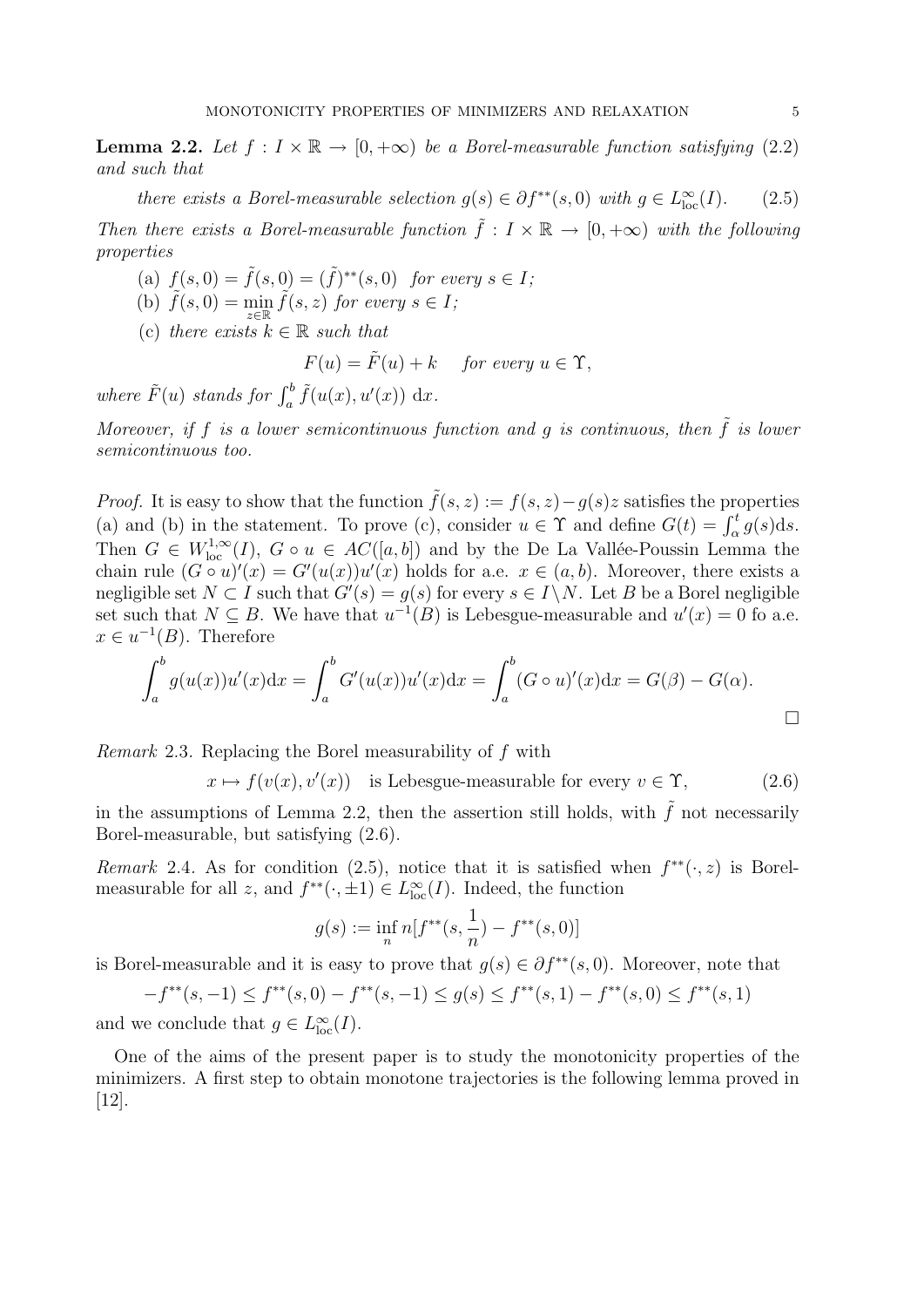**Lemma 2.2.** *Let $f : I \times \mathbb{R} \to [0, +\infty)$ be a Borel-measurable function satisfying (2.2) and such that*

$$\text{there exists a Borel-measurable selection } g(s) \in \partial f^{**}(s, 0) \text{ with } g \in L^\infty_{\rm loc}(I). \tag{2.5}$$

*Then there exists a Borel-measurable function $\tilde{f} : I \times \mathbb{R} \to [0, +\infty)$ with the following properties*

(a) $f(s, 0) = \tilde{f}(s, 0) = (\tilde{f})^{**}(s, 0)$ *for every* $s \in I$;

(b) $\tilde{f}(s, 0) = \min_{z \in \mathbb{R}} \tilde{f}(s, z)$ *for every* $s \in I$;

(c) *there exists* $k \in \mathbb{R}$ *such that*

$$F(u) = \tilde{F}(u) + k \quad \text{for every } u \in \Upsilon,$$

*where $\tilde{F}(u)$ stands for $\int_a^b \tilde{f}(u(x), u'(x))\, {\rm d}x$.*

*Moreover, if $f$ is a lower semicontinuous function and $g$ is continuous, then $\tilde{f}$ is lower semicontinuous too.*

*Proof.* It is easy to show that the function $\tilde{f}(s, z) := f(s, z) - g(s)z$ satisfies the properties (a) and (b) in the statement. To prove (c), consider $u \in \Upsilon$ and define $G(t) = \int_\alpha^t g(s) {\rm d}s$. Then $G \in W^{1,\infty}_{\rm loc}(I)$, $G \circ u \in AC([a, b])$ and by the De La Vallée-Poussin Lemma the chain rule $(G \circ u)'(x) = G'(u(x))u'(x)$ holds for a.e. $x \in (a, b)$. Moreover, there exists a negligible set $N \subset I$ such that $G'(s) = g(s)$ for every $s \in I \setminus N$. Let $B$ be a Borel negligible set such that $N \subseteq B$. We have that $u^{-1}(B)$ is Lebesgue-measurable and $u'(x) = 0$ fo a.e. $x \in u^{-1}(B)$. Therefore

$$\int_a^b g(u(x))u'(x){\rm d}x = \int_a^b G'(u(x))u'(x){\rm d}x = \int_a^b (G \circ u)'(x){\rm d}x = G(\beta) - G(\alpha).$$

□

*Remark* 2.3. Replacing the Borel measurability of $f$ with

$$x \mapsto f(v(x), v'(x)) \quad \text{is Lebesgue-measurable for every } v \in \Upsilon, \tag{2.6}$$

in the assumptions of Lemma 2.2, then the assertion still holds, with $\tilde{f}$ not necessarily Borel-measurable, but satisfying (2.6).

*Remark* 2.4. As for condition (2.5), notice that it is satisfied when $f^{**}(\cdot, z)$ is Borel-measurable for all $z$, and $f^{**}(\cdot, \pm 1) \in L^\infty_{\rm loc}(I)$. Indeed, the function

$$g(s) := \inf_n n[f^{**}(s, \frac{1}{n}) - f^{**}(s, 0)]$$

is Borel-measurable and it is easy to prove that $g(s) \in \partial f^{**}(s, 0)$. Moreover, note that

$$-f^{**}(s, -1) \leq f^{**}(s, 0) - f^{**}(s, -1) \leq g(s) \leq f^{**}(s, 1) - f^{**}(s, 0) \leq f^{**}(s, 1)$$

and we conclude that $g \in L^\infty_{\rm loc}(I)$.

One of the aims of the present paper is to study the monotonicity properties of the minimizers. A first step to obtain monotone trajectories is the following lemma proved in [12].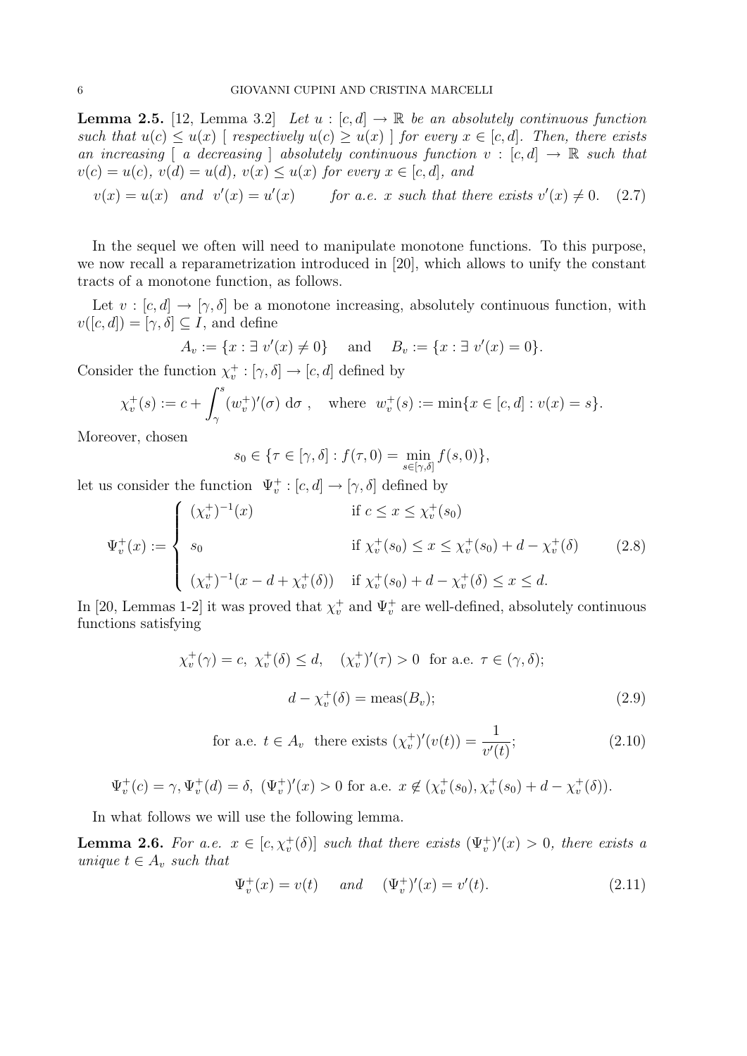**Lemma 2.5.** [12, Lemma 3.2] *Let $u : [c, d] \to \mathbb{R}$ be an absolutely continuous function such that $u(c) \leq u(x)$ [ respectively $u(c) \geq u(x)$ ] for every $x \in [c, d]$. Then, there exists an increasing [ a decreasing ] absolutely continuous function $v : [c, d] \to \mathbb{R}$ such that $v(c) = u(c)$, $v(d) = u(d)$, $v(x) \leq u(x)$ for every $x \in [c, d]$, and*

$$v(x) = u(x) \quad \text{and} \quad v'(x) = u'(x) \qquad \text{for a.e. } x \text{ such that there exists } v'(x) \neq 0. \tag{2.7}$$

In the sequel we often will need to manipulate monotone functions. To this purpose, we now recall a reparametrization introduced in [20], which allows to unify the constant tracts of a monotone function, as follows.

Let $v : [c, d] \to [\gamma, \delta]$ be a monotone increasing, absolutely continuous function, with $v([c, d]) = [\gamma, \delta] \subseteq I$, and define

$$A_v := \{x : \exists\ v'(x) \neq 0\} \quad \text{ and } \quad B_v := \{x : \exists\ v'(x) = 0\}.$$

Consider the function $\chi_v^+ : [\gamma, \delta] \to [c, d]$ defined by

$$\chi_v^+(s) := c + \int_\gamma^s (w_v^+)'(\sigma)\ \mathrm{d}\sigma\ , \quad \text{where } \ w_v^+(s) := \min\{x \in [c, d] : v(x) = s\}.$$

Moreover, chosen

$$s_0 \in \{\tau \in [\gamma, \delta] : f(\tau, 0) = \min_{s \in [\gamma, \delta]} f(s, 0)\},$$

let us consider the function $\Psi_v^+ : [c, d] \to [\gamma, \delta]$ defined by

$$\Psi_v^+(x) := \begin{cases} (\chi_v^+)^{-1}(x) & \text{if } c \leq x \leq \chi_v^+(s_0) \\ s_0 & \text{if } \chi_v^+(s_0) \leq x \leq \chi_v^+(s_0) + d - \chi_v^+(\delta) \\ (\chi_v^+)^{-1}(x - d + \chi_v^+(\delta)) & \text{if } \chi_v^+(s_0) + d - \chi_v^+(\delta) \leq x \leq d. \end{cases} \tag{2.8}$$

In [20, Lemmas 1-2] it was proved that $\chi_v^+$ and $\Psi_v^+$ are well-defined, absolutely continuous functions satisfying

$$\chi_v^+(\gamma) = c, \ \chi_v^+(\delta) \leq d, \quad (\chi_v^+)'(\tau) > 0 \ \text{ for a.e. } \tau \in (\gamma, \delta);$$

$$d - \chi_v^+(\delta) = \text{meas}(B_v); \tag{2.9}$$

$$\text{for a.e. } t \in A_v \ \text{ there exists } (\chi_v^+)'(v(t)) = \frac{1}{v'(t)}; \tag{2.10}$$

$$\Psi_v^+(c) = \gamma, \Psi_v^+(d) = \delta, \ (\Psi_v^+)'(x) > 0 \text{ for a.e. } x \notin (\chi_v^+(s_0), \chi_v^+(s_0) + d - \chi_v^+(\delta)).$$

In what follows we will use the following lemma.

**Lemma 2.6.** *For a.e. $x \in [c, \chi_v^+(\delta)]$ such that there exists $(\Psi_v^+)'(x) > 0$, there exists a unique $t \in A_v$ such that*

$$\Psi_v^+(x) = v(t) \quad \text{ and } \quad (\Psi_v^+)'(x) = v'(t). \tag{2.11}$$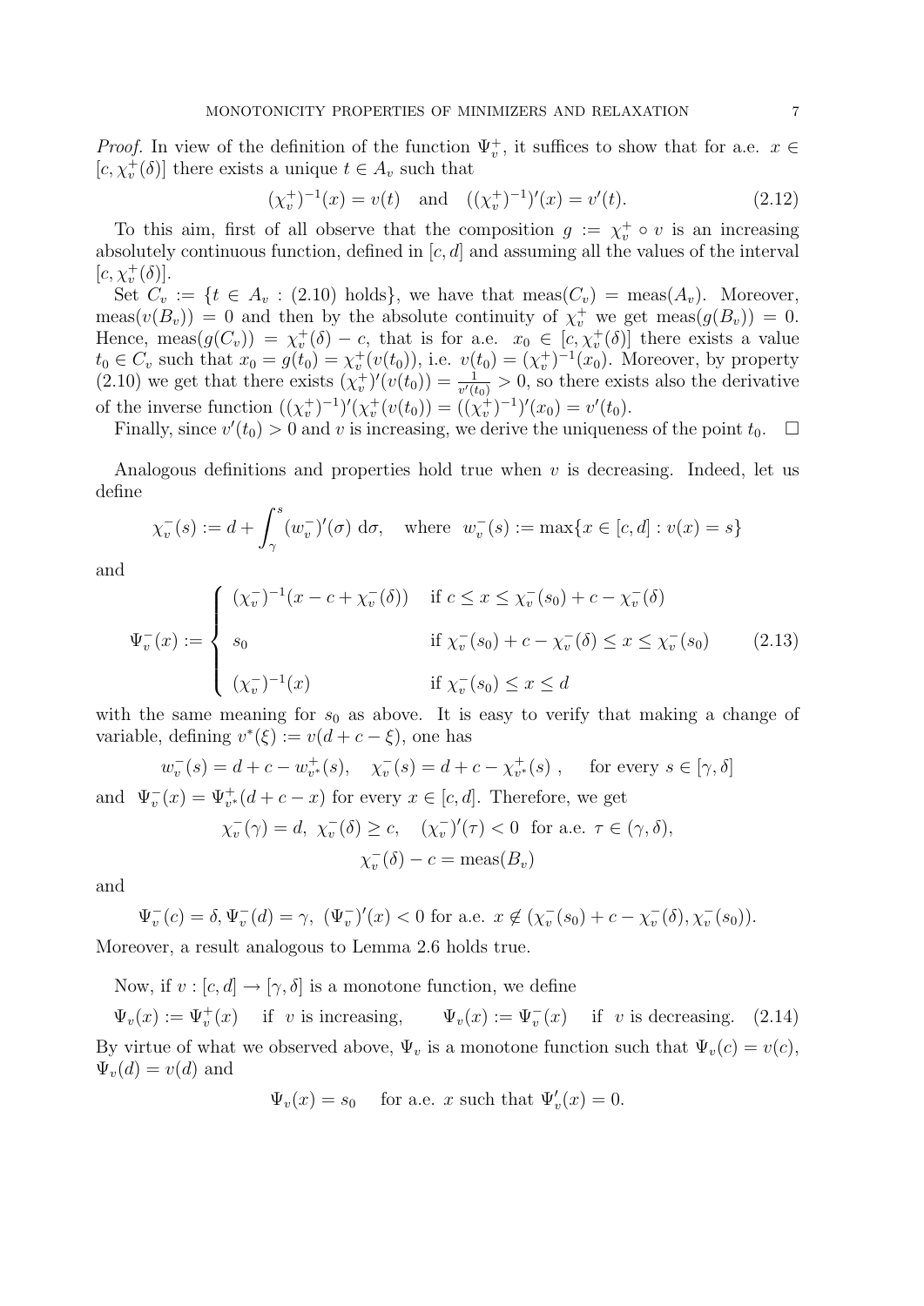*Proof.* In view of the definition of the function $\Psi_v^+$, it suffices to show that for a.e. $x \in [c, \chi_v^+(\delta)]$ there exists a unique $t \in A_v$ such that

$$(\chi_v^+)^{-1}(x) = v(t) \quad \text{and} \quad ((\chi_v^+)^{-1})'(x) = v'(t). \tag{2.12}$$

To this aim, first of all observe that the composition $g := \chi_v^+ \circ v$ is an increasing absolutely continuous function, defined in $[c, d]$ and assuming all the values of the interval $[c, \chi_v^+(\delta)]$.

Set $C_v := \{t \in A_v : (2.10) \text{ holds}\}$, we have that $\text{meas}(C_v) = \text{meas}(A_v)$. Moreover, $\text{meas}(v(B_v)) = 0$ and then by the absolute continuity of $\chi_v^+$ we get $\text{meas}(g(B_v)) = 0$. Hence, $\text{meas}(g(C_v)) = \chi_v^+(\delta) - c$, that is for a.e. $x_0 \in [c, \chi_v^+(\delta)]$ there exists a value $t_0 \in C_v$ such that $x_0 = g(t_0) = \chi_v^+(v(t_0))$, i.e. $v(t_0) = (\chi_v^+)^{-1}(x_0)$. Moreover, by property (2.10) we get that there exists $(\chi_v^+)'(v(t_0)) = \frac{1}{v'(t_0)} > 0$, so there exists also the derivative of the inverse function $((\chi_v^+)^{-1})'(\chi_v^+(v(t_0))) = ((\chi_v^+)^{-1})'(x_0) = v'(t_0)$.

Finally, since $v'(t_0) > 0$ and $v$ is increasing, we derive the uniqueness of the point $t_0$. $\square$

Analogous definitions and properties hold true when $v$ is decreasing. Indeed, let us define

$$\chi_v^-(s) := d + \int_\gamma^s (w_v^-)'(\sigma)\, d\sigma, \quad \text{where } \; w_v^-(s) := \max\{x \in [c, d] : v(x) = s\}$$

and

$$\Psi_v^-(x) := \begin{cases} (\chi_v^-)^{-1}(x - c + \chi_v^-(\delta)) & \text{if } c \le x \le \chi_v^-(s_0) + c - \chi_v^-(\delta) \\ s_0 & \text{if } \chi_v^-(s_0) + c - \chi_v^-(\delta) \le x \le \chi_v^-(s_0) \\ (\chi_v^-)^{-1}(x) & \text{if } \chi_v^-(s_0) \le x \le d \end{cases} \tag{2.13}$$

with the same meaning for $s_0$ as above. It is easy to verify that making a change of variable, defining $v^*(\xi) := v(d + c - \xi)$, one has

$$w_v^-(s) = d + c - w_{v^*}^+(s), \quad \chi_v^-(s) = d + c - \chi_{v^*}^+(s)\,, \qquad \text{for every } s \in [\gamma, \delta]$$

and $\Psi_v^-(x) = \Psi_{v^*}^+(d + c - x)$ for every $x \in [c, d]$. Therefore, we get

$$\chi_v^-(\gamma) = d,\; \chi_v^-(\delta) \ge c, \quad (\chi_v^-)'(\tau) < 0 \;\text{ for a.e. } \tau \in (\gamma, \delta),$$

$$\chi_v^-(\delta) - c = \text{meas}(B_v)$$

and

$$\Psi_v^-(c) = \delta, \Psi_v^-(d) = \gamma,\; (\Psi_v^-)'(x) < 0 \text{ for a.e. } x \notin (\chi_v^-(s_0) + c - \chi_v^-(\delta), \chi_v^-(s_0)).$$

Moreover, a result analogous to Lemma 2.6 holds true.

Now, if $v : [c, d] \to [\gamma, \delta]$ is a monotone function, we define

$$\Psi_v(x) := \Psi_v^+(x) \quad \text{if } \; v \text{ is increasing}, \qquad \Psi_v(x) := \Psi_v^-(x) \quad \text{if } \; v \text{ is decreasing}. \tag{2.14}$$

By virtue of what we observed above, $\Psi_v$ is a monotone function such that $\Psi_v(c) = v(c)$, $\Psi_v(d) = v(d)$ and

$$\Psi_v(x) = s_0 \quad \text{ for a.e. } x \text{ such that } \Psi_v'(x) = 0.$$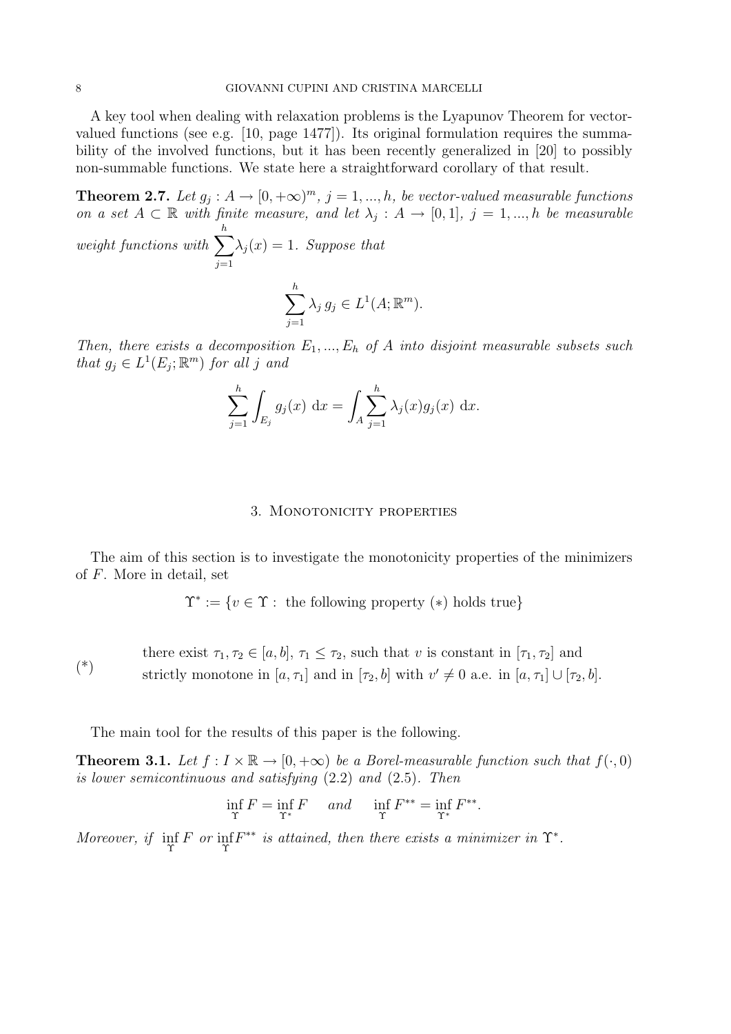A key tool when dealing with relaxation problems is the Lyapunov Theorem for vector-valued functions (see e.g. [10, page 1477]). Its original formulation requires the summability of the involved functions, but it has been recently generalized in [20] to possibly non-summable functions. We state here a straightforward corollary of that result.

**Theorem 2.7.** *Let $g_j : A \to [0, +\infty)^m$, $j = 1, ..., h$, be vector-valued measurable functions on a set $A \subset \mathbb{R}$ with finite measure, and let $\lambda_j : A \to [0, 1]$, $j = 1, ..., h$ be measurable weight functions with $\sum_{j=1}^{h} \lambda_j(x) = 1$. Suppose that*

$$\sum_{j=1}^{h} \lambda_j \, g_j \in L^1(A; \mathbb{R}^m).$$

*Then, there exists a decomposition $E_1, ..., E_h$ of $A$ into disjoint measurable subsets such that $g_j \in L^1(E_j; \mathbb{R}^m)$ for all $j$ and*

$$\sum_{j=1}^{h} \int_{E_j} g_j(x) \, \mathrm{d}x = \int_A \sum_{j=1}^{h} \lambda_j(x) g_j(x) \, \mathrm{d}x.$$

## 3. Monotonicity properties

The aim of this section is to investigate the monotonicity properties of the minimizers of $F$. More in detail, set

$$\Upsilon^* := \{v \in \Upsilon : \text{ the following property } (*) \text{ holds true}\}$$

(*) there exist $\tau_1, \tau_2 \in [a, b]$, $\tau_1 \leq \tau_2$, such that $v$ is constant in $[\tau_1, \tau_2]$ and strictly monotone in $[a, \tau_1]$ and in $[\tau_2, b]$ with $v' \neq 0$ a.e. in $[a, \tau_1] \cup [\tau_2, b]$.

The main tool for the results of this paper is the following.

**Theorem 3.1.** *Let $f : I \times \mathbb{R} \to [0, +\infty)$ be a Borel-measurable function such that $f(\cdot, 0)$ is lower semicontinuous and satisfying* (2.2) *and* (2.5)*. Then*

$$\inf_{\Upsilon} F = \inf_{\Upsilon^*} F \quad \text{ and } \quad \inf_{\Upsilon} F^{**} = \inf_{\Upsilon^*} F^{**}.$$

*Moreover, if $\inf_{\Upsilon} F$ or $\inf_{\Upsilon} F^{**}$ is attained, then there exists a minimizer in $\Upsilon^*$.*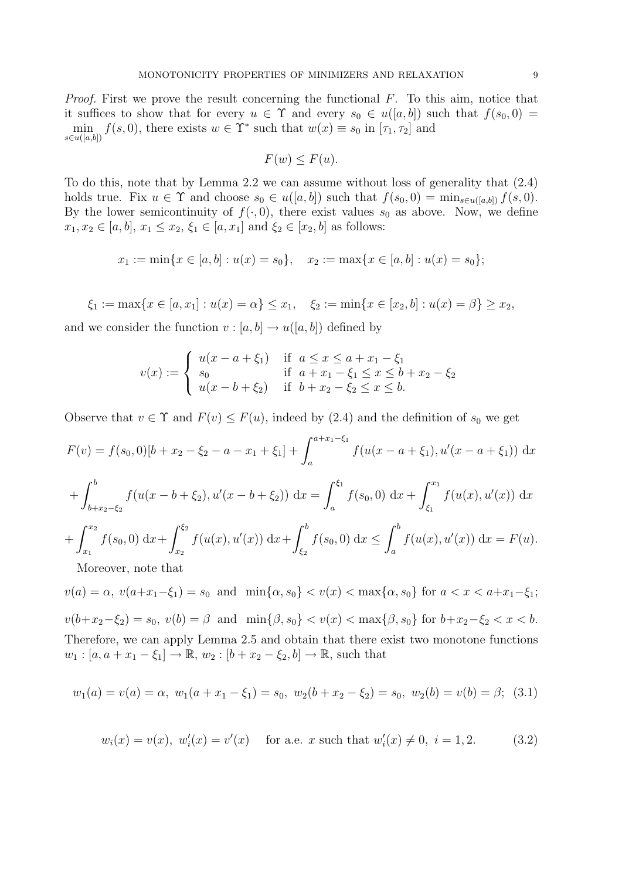*Proof.* First we prove the result concerning the functional $F$. To this aim, notice that it suffices to show that for every $u \in \Upsilon$ and every $s_0 \in u([a,b])$ such that $f(s_0,0) = \min_{s\in u([a,b])} f(s,0)$, there exists $w \in \Upsilon^*$ such that $w(x) \equiv s_0$ in $[\tau_1,\tau_2]$ and

$$F(w) \le F(u).$$

To do this, note that by Lemma 2.2 we can assume without loss of generality that (2.4) holds true. Fix $u \in \Upsilon$ and choose $s_0 \in u([a,b])$ such that $f(s_0,0) = \min_{s\in u([a,b])} f(s,0)$. By the lower semicontinuity of $f(\cdot,0)$, there exist values $s_0$ as above. Now, we define $x_1, x_2 \in [a,b]$, $x_1 \le x_2$, $\xi_1 \in [a,x_1]$ and $\xi_2 \in [x_2,b]$ as follows:

$$x_1 := \min\{x \in [a,b] : u(x) = s_0\}, \quad x_2 := \max\{x \in [a,b] : u(x) = s_0\};$$

$$\xi_1 := \max\{x \in [a,x_1] : u(x) = \alpha\} \le x_1, \quad \xi_2 := \min\{x \in [x_2,b] : u(x) = \beta\} \ge x_2,$$

and we consider the function $v : [a,b] \to u([a,b])$ defined by

$$v(x) := \begin{cases} u(x-a+\xi_1) & \text{if } a \le x \le a+x_1-\xi_1 \\ s_0 & \text{if } a+x_1-\xi_1 \le x \le b+x_2-\xi_2 \\ u(x-b+\xi_2) & \text{if } b+x_2-\xi_2 \le x \le b. \end{cases}$$

Observe that $v \in \Upsilon$ and $F(v) \le F(u)$, indeed by (2.4) and the definition of $s_0$ we get

$$F(v) = f(s_0,0)[b+x_2-\xi_2-a-x_1+\xi_1] + \int_a^{a+x_1-\xi_1} f(u(x-a+\xi_1), u'(x-a+\xi_1))\ \mathrm{d}x$$

$$+ \int_{b+x_2-\xi_2}^{b} f(u(x-b+\xi_2), u'(x-b+\xi_2))\ \mathrm{d}x = \int_a^{\xi_1} f(s_0,0)\ \mathrm{d}x + \int_{\xi_1}^{x_1} f(u(x),u'(x))\ \mathrm{d}x$$

$$+ \int_{x_1}^{x_2} f(s_0,0)\ \mathrm{d}x + \int_{x_2}^{\xi_2} f(u(x),u'(x))\ \mathrm{d}x + \int_{\xi_2}^{b} f(s_0,0)\ \mathrm{d}x \le \int_a^b f(u(x),u'(x))\ \mathrm{d}x = F(u).$$

Moreover, note that

$v(a) = \alpha,\ v(a+x_1-\xi_1) = s_0$ and $\min\{\alpha,s_0\} < v(x) < \max\{\alpha,s_0\}$ for $a < x < a+x_1-\xi_1$;

$v(b+x_2-\xi_2) = s_0,\ v(b) = \beta$ and $\min\{\beta,s_0\} < v(x) < \max\{\beta,s_0\}$ for $b+x_2-\xi_2 < x < b$.

Therefore, we can apply Lemma 2.5 and obtain that there exist two monotone functions $w_1 : [a, a+x_1-\xi_1] \to \mathbb{R}$, $w_2 : [b+x_2-\xi_2, b] \to \mathbb{R}$, such that

$$w_1(a) = v(a) = \alpha,\ w_1(a+x_1-\xi_1) = s_0,\ w_2(b+x_2-\xi_2) = s_0,\ w_2(b) = v(b) = \beta; \quad (3.1)$$

$$w_i(x) = v(x),\ w_i'(x) = v'(x) \quad \text{for a.e. } x \text{ such that } w_i'(x) \neq 0,\ i = 1,2. \quad (3.2)$$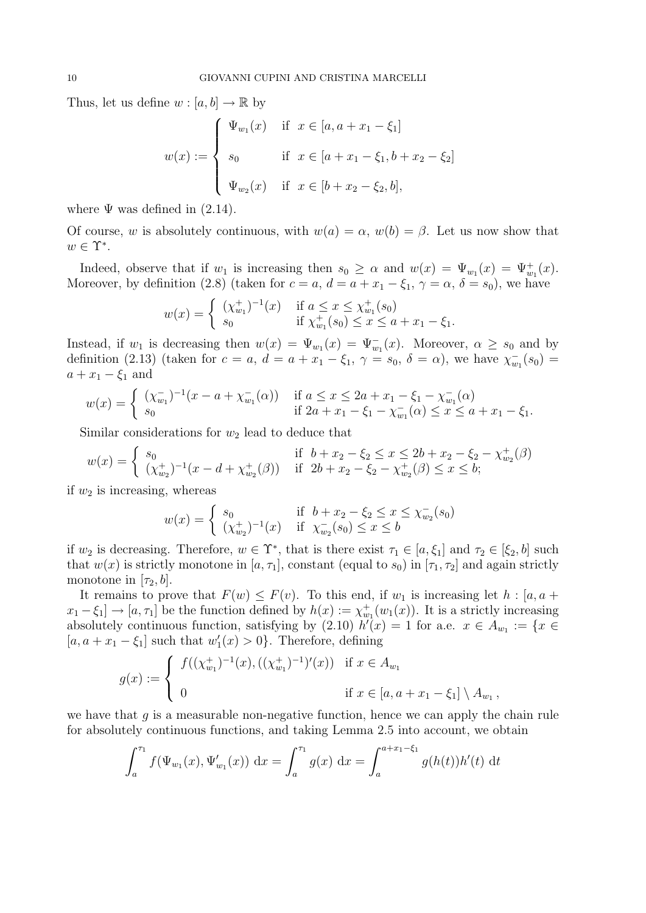Thus, let us define $w : [a, b] \to \mathbb{R}$ by

$$
w(x) := \begin{cases} \Psi_{w_1}(x) & \text{if } x \in [a, a + x_1 - \xi_1] \\ \\ s_0 & \text{if } x \in [a + x_1 - \xi_1, b + x_2 - \xi_2] \\ \\ \Psi_{w_2}(x) & \text{if } x \in [b + x_2 - \xi_2, b], \end{cases}
$$

where $\Psi$ was defined in (2.14).

Of course, $w$ is absolutely continuous, with $w(a) = \alpha$, $w(b) = \beta$. Let us now show that $w \in \Upsilon^*$.

Indeed, observe that if $w_1$ is increasing then $s_0 \geq \alpha$ and $w(x) = \Psi_{w_1}(x) = \Psi^+_{w_1}(x)$. Moreover, by definition (2.8) (taken for $c = a$, $d = a + x_1 - \xi_1$, $\gamma = \alpha$, $\delta = s_0$), we have

$$
w(x) = \begin{cases} (\chi^+_{w_1})^{-1}(x) & \text{if } a \leq x \leq \chi^+_{w_1}(s_0) \\ s_0 & \text{if } \chi^+_{w_1}(s_0) \leq x \leq a + x_1 - \xi_1. \end{cases}
$$

Instead, if $w_1$ is decreasing then $w(x) = \Psi_{w_1}(x) = \Psi^-_{w_1}(x)$. Moreover, $\alpha \geq s_0$ and by definition (2.13) (taken for $c = a$, $d = a + x_1 - \xi_1$, $\gamma = s_0$, $\delta = \alpha$), we have $\chi^-_{w_1}(s_0) = a + x_1 - \xi_1$ and

$$
w(x) = \begin{cases} (\chi^-_{w_1})^{-1}(x - a + \chi^-_{w_1}(\alpha)) & \text{if } a \leq x \leq 2a + x_1 - \xi_1 - \chi^-_{w_1}(\alpha) \\ s_0 & \text{if } 2a + x_1 - \xi_1 - \chi^-_{w_1}(\alpha) \leq x \leq a + x_1 - \xi_1. \end{cases}
$$

Similar considerations for $w_2$ lead to deduce that

$$
w(x) = \begin{cases} s_0 & \text{if } \ b + x_2 - \xi_2 \leq x \leq 2b + x_2 - \xi_2 - \chi^+_{w_2}(\beta) \\ (\chi^+_{w_2})^{-1}(x - d + \chi^+_{w_2}(\beta)) & \text{if } \ 2b + x_2 - \xi_2 - \chi^+_{w_2}(\beta) \leq x \leq b; \end{cases}
$$

if $w_2$ is increasing, whereas

$$
w(x) = \begin{cases} s_0 & \text{if } \ b + x_2 - \xi_2 \leq x \leq \chi^-_{w_2}(s_0) \\ (\chi^+_{w_2})^{-1}(x) & \text{if } \ \chi^-_{w_2}(s_0) \leq x \leq b \end{cases}
$$

if $w_2$ is decreasing. Therefore, $w \in \Upsilon^*$, that is there exist $\tau_1 \in [a, \xi_1]$ and $\tau_2 \in [\xi_2, b]$ such that $w(x)$ is strictly monotone in $[a, \tau_1]$, constant (equal to $s_0$) in $[\tau_1, \tau_2]$ and again strictly monotone in $[\tau_2, b]$.

It remains to prove that $F(w) \leq F(v)$. To this end, if $w_1$ is increasing let $h : [a, a + x_1 - \xi_1] \to [a, \tau_1]$ be the function defined by $h(x) := \chi^+_{w_1}(w_1(x))$. It is a strictly increasing absolutely continuous function, satisfying by (2.10) $h'(x) = 1$ for a.e. $x \in A_{w_1} := \{x \in [a, a + x_1 - \xi_1]$ such that $w_1'(x) > 0\}$. Therefore, defining

$$
g(x) := \begin{cases} f((\chi^+_{w_1})^{-1}(x), ((\chi^+_{w_1})^{-1})'(x)) & \text{if } x \in A_{w_1} \\ \\ 0 & \text{if } x \in [a, a + x_1 - \xi_1] \setminus A_{w_1}, \end{cases}
$$

we have that $g$ is a measurable non-negative function, hence we can apply the chain rule for absolutely continuous functions, and taking Lemma 2.5 into account, we obtain

$$
\int_a^{\tau_1} f(\Psi_{w_1}(x), \Psi'_{w_1}(x)) \, \mathrm{d}x = \int_a^{\tau_1} g(x) \, \mathrm{d}x = \int_a^{a+x_1-\xi_1} g(h(t)) h'(t) \, \mathrm{d}t
$$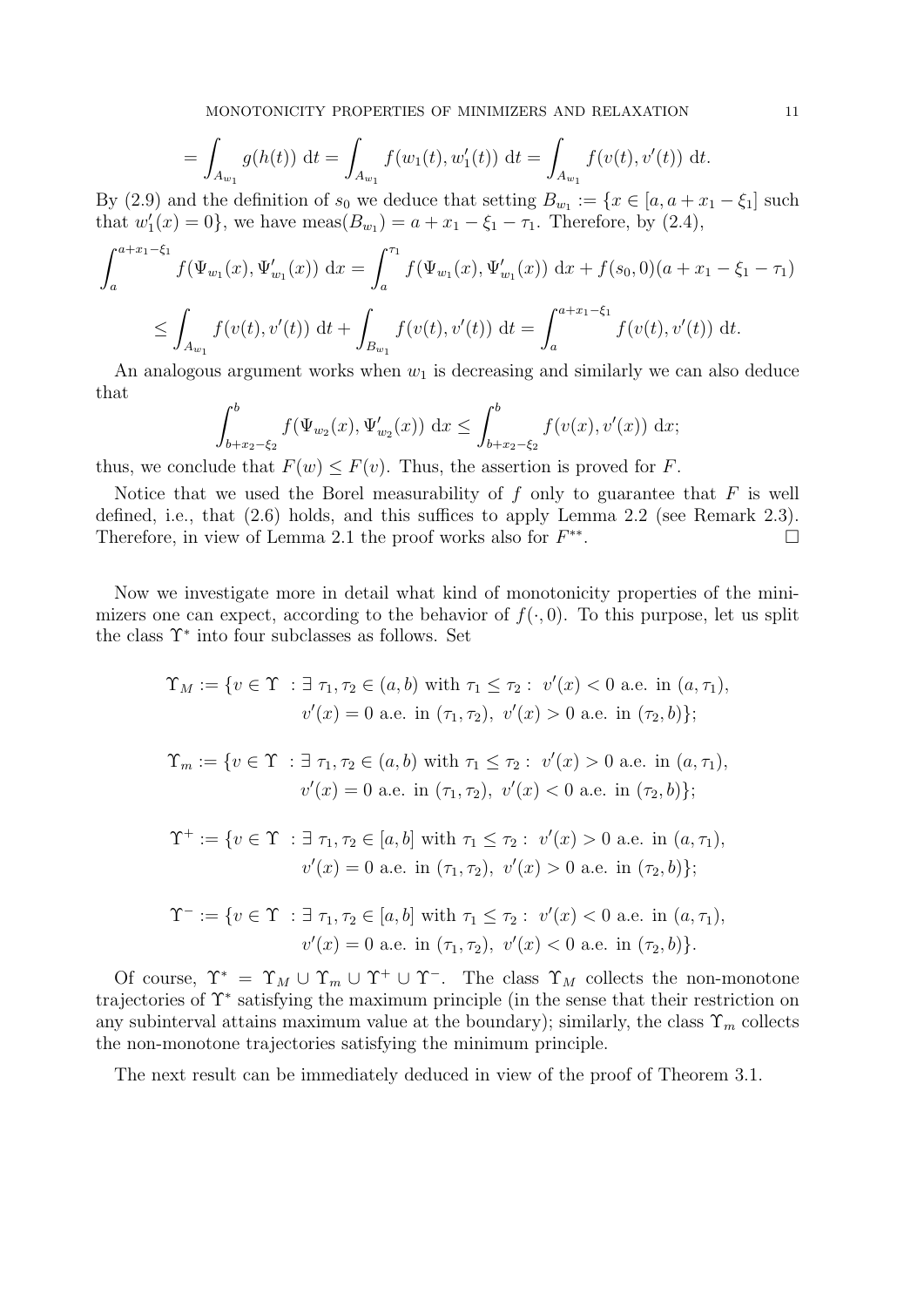$$= \int_{A_{w_1}} g(h(t))\ \mathrm{d}t = \int_{A_{w_1}} f(w_1(t), w_1'(t))\ \mathrm{d}t = \int_{A_{w_1}} f(v(t), v'(t))\ \mathrm{d}t.$$

By (2.9) and the definition of $s_0$ we deduce that setting $B_{w_1} := \{x \in [a, a + x_1 - \xi_1]$ such that $w_1'(x) = 0\}$, we have $\mathrm{meas}(B_{w_1}) = a + x_1 - \xi_1 - \tau_1$. Therefore, by (2.4),

$$\int_a^{a+x_1-\xi_1} f(\Psi_{w_1}(x), \Psi_{w_1}'(x))\ \mathrm{d}x = \int_a^{\tau_1} f(\Psi_{w_1}(x), \Psi_{w_1}'(x))\ \mathrm{d}x + f(s_0, 0)(a + x_1 - \xi_1 - \tau_1)$$

$$\leq \int_{A_{w_1}} f(v(t), v'(t))\ \mathrm{d}t + \int_{B_{w_1}} f(v(t), v'(t))\ \mathrm{d}t = \int_a^{a+x_1-\xi_1} f(v(t), v'(t))\ \mathrm{d}t.$$

An analogous argument works when $w_1$ is decreasing and similarly we can also deduce that

$$\int_{b+x_2-\xi_2}^{b} f(\Psi_{w_2}(x), \Psi_{w_2}'(x))\ \mathrm{d}x \leq \int_{b+x_2-\xi_2}^{b} f(v(x), v'(x))\ \mathrm{d}x;$$

thus, we conclude that $F(w) \leq F(v)$. Thus, the assertion is proved for $F$.

Notice that we used the Borel measurability of $f$ only to guarantee that $F$ is well defined, i.e., that (2.6) holds, and this suffices to apply Lemma 2.2 (see Remark 2.3). Therefore, in view of Lemma 2.1 the proof works also for $F^{**}$. □

Now we investigate more in detail what kind of monotonicity properties of the minimizers one can expect, according to the behavior of $f(\cdot, 0)$. To this purpose, let us split the class $\Upsilon^*$ into four subclasses as follows. Set

$$\Upsilon_M := \{v \in \Upsilon\ : \exists\ \tau_1, \tau_2 \in (a, b) \text{ with } \tau_1 \leq \tau_2 :\ v'(x) < 0 \text{ a.e. in } (a, \tau_1), \\ v'(x) = 0 \text{ a.e. in } (\tau_1, \tau_2),\ v'(x) > 0 \text{ a.e. in } (\tau_2, b)\};$$

$$\Upsilon_m := \{v \in \Upsilon\ : \exists\ \tau_1, \tau_2 \in (a, b) \text{ with } \tau_1 \leq \tau_2 :\ v'(x) > 0 \text{ a.e. in } (a, \tau_1), \\ v'(x) = 0 \text{ a.e. in } (\tau_1, \tau_2),\ v'(x) < 0 \text{ a.e. in } (\tau_2, b)\};$$

$$\Upsilon^+ := \{v \in \Upsilon\ : \exists\ \tau_1, \tau_2 \in [a, b] \text{ with } \tau_1 \leq \tau_2 :\ v'(x) > 0 \text{ a.e. in } (a, \tau_1), \\ v'(x) = 0 \text{ a.e. in } (\tau_1, \tau_2),\ v'(x) > 0 \text{ a.e. in } (\tau_2, b)\};$$

$$\Upsilon^- := \{v \in \Upsilon\ : \exists\ \tau_1, \tau_2 \in [a, b] \text{ with } \tau_1 \leq \tau_2 :\ v'(x) < 0 \text{ a.e. in } (a, \tau_1), \\ v'(x) = 0 \text{ a.e. in } (\tau_1, \tau_2),\ v'(x) < 0 \text{ a.e. in } (\tau_2, b)\}.$$

Of course, $\Upsilon^* = \Upsilon_M \cup \Upsilon_m \cup \Upsilon^+ \cup \Upsilon^-$. The class $\Upsilon_M$ collects the non-monotone trajectories of $\Upsilon^*$ satisfying the maximum principle (in the sense that their restriction on any subinterval attains maximum value at the boundary); similarly, the class $\Upsilon_m$ collects the non-monotone trajectories satisfying the minimum principle.

The next result can be immediately deduced in view of the proof of Theorem 3.1.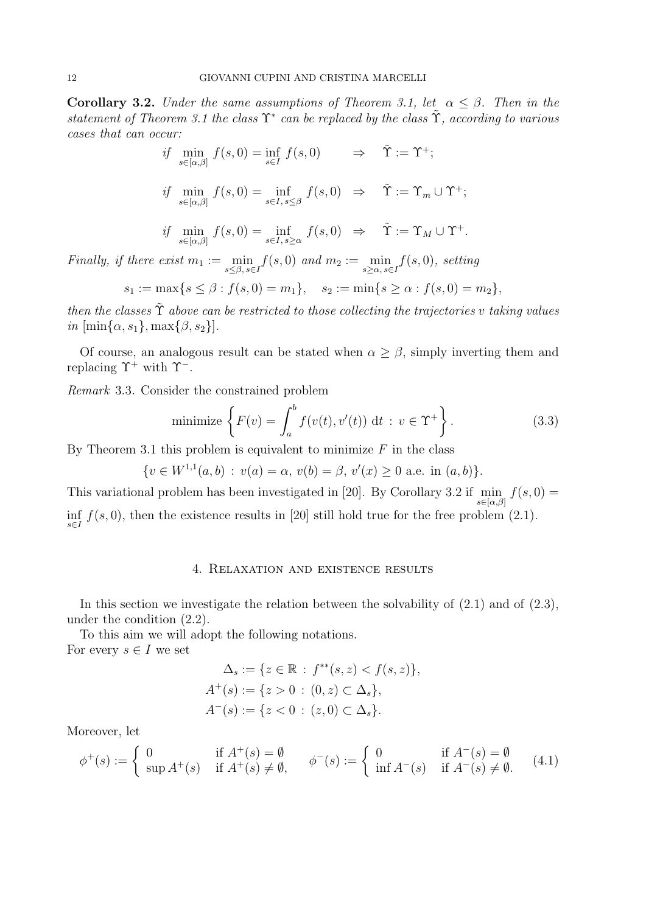**Corollary 3.2.** *Under the same assumptions of Theorem 3.1, let $\alpha \leq \beta$. Then in the statement of Theorem 3.1 the class $\Upsilon^*$ can be replaced by the class $\tilde{\Upsilon}$, according to various cases that can occur:*

$$\textit{if} \quad \min_{s\in[\alpha,\beta]} f(s,0) = \inf_{s\in I} f(s,0) \qquad \Rightarrow \quad \tilde{\Upsilon} := \Upsilon^+;$$

$$\textit{if} \quad \min_{s\in[\alpha,\beta]} f(s,0) = \inf_{s\in I,\, s\leq\beta} f(s,0) \quad \Rightarrow \quad \tilde{\Upsilon} := \Upsilon_m \cup \Upsilon^+;$$

$$\textit{if} \quad \min_{s\in[\alpha,\beta]} f(s,0) = \inf_{s\in I,\, s\geq\alpha} f(s,0) \quad \Rightarrow \quad \tilde{\Upsilon} := \Upsilon_M \cup \Upsilon^+.$$

*Finally, if there exist $m_1 := \min_{s\leq\beta,\, s\in I} f(s,0)$ and $m_2 := \min_{s\geq\alpha,\, s\in I} f(s,0)$, setting*

$$s_1 := \max\{s \leq \beta : f(s,0) = m_1\}, \quad s_2 := \min\{s \geq \alpha : f(s,0) = m_2\},$$

*then the classes $\tilde{\Upsilon}$ above can be restricted to those collecting the trajectories $v$ taking values in $[\min\{\alpha, s_1\}, \max\{\beta, s_2\}]$.*

Of course, an analogous result can be stated when $\alpha \geq \beta$, simply inverting them and replacing $\Upsilon^+$ with $\Upsilon^-$.

*Remark* 3.3. Consider the constrained problem

$$\text{minimize} \left\{ F(v) = \int_a^b f(v(t), v'(t)) \, \mathrm{d}t \, : \, v \in \Upsilon^+ \right\}. \tag{3.3}$$

By Theorem 3.1 this problem is equivalent to minimize $F$ in the class

$$\{v \in W^{1,1}(a,b) \, : \, v(a) = \alpha, \, v(b) = \beta, \, v'(x) \geq 0 \text{ a.e. in } (a,b)\}.$$

This variational problem has been investigated in [20]. By Corollary 3.2 if $\min_{s\in[\alpha,\beta]} f(s,0) = \inf_{s\in I} f(s,0)$, then the existence results in [20] still hold true for the free problem (2.1).

## 4. Relaxation and existence results

In this section we investigate the relation between the solvability of (2.1) and of (2.3), under the condition (2.2).

To this aim we will adopt the following notations.
For every $s \in I$ we set

$$\Delta_s := \{z \in \mathbb{R} \, : \, f^{**}(s,z) < f(s,z)\},$$
$$A^+(s) := \{z > 0 \, : \, (0,z) \subset \Delta_s\},$$
$$A^-(s) := \{z < 0 \, : \, (z,0) \subset \Delta_s\}.$$

Moreover, let

$$\phi^+(s) := \begin{cases} 0 & \text{if } A^+(s) = \emptyset \\ \sup A^+(s) & \text{if } A^+(s) \neq \emptyset, \end{cases} \qquad \phi^-(s) := \begin{cases} 0 & \text{if } A^-(s) = \emptyset \\ \inf A^-(s) & \text{if } A^-(s) \neq \emptyset. \end{cases} \tag{4.1}$$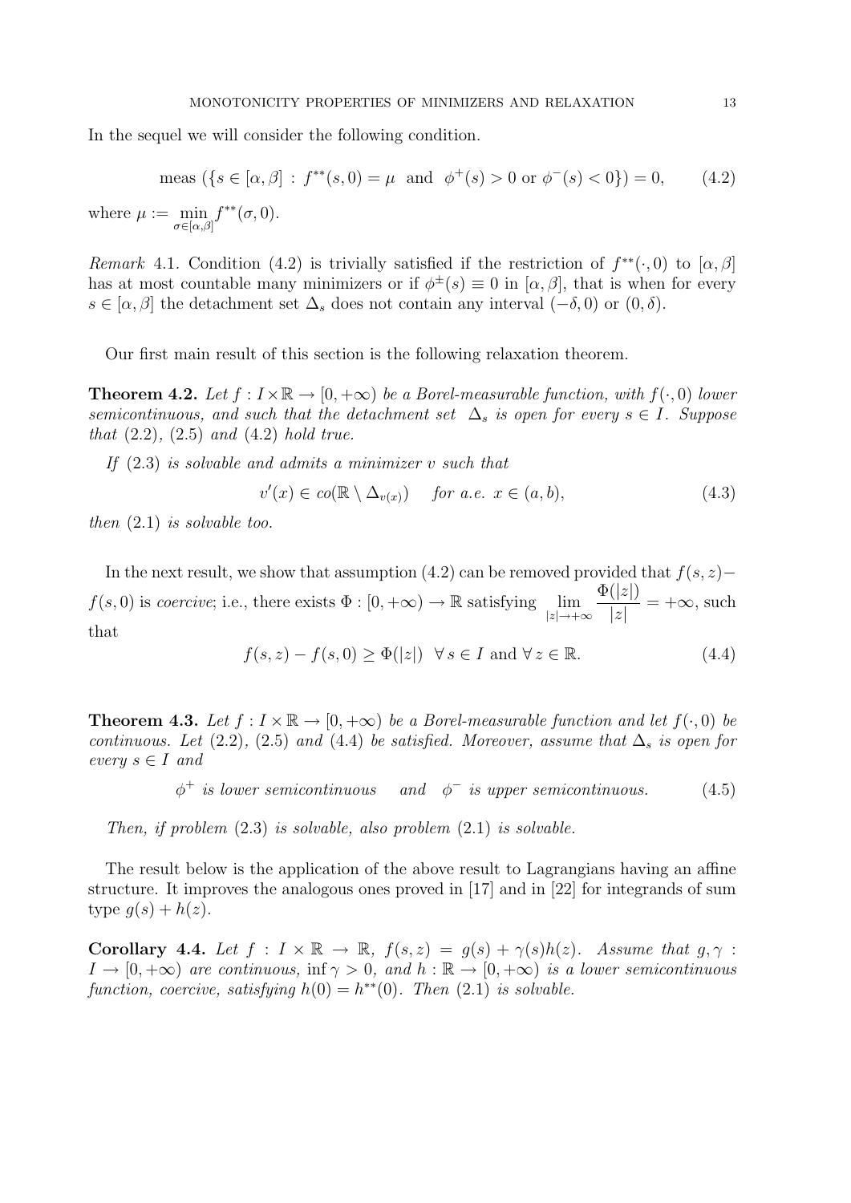In the sequel we will consider the following condition.

$$\text{meas}\left(\{s \in [\alpha, \beta] \,:\, f^{**}(s, 0) = \mu \ \text{ and } \ \phi^{+}(s) > 0 \text{ or } \phi^{-}(s) < 0\}\right) = 0, \tag{4.2}$$

where $\mu := \min_{\sigma \in [\alpha,\beta]} f^{**}(\sigma, 0)$.

*Remark* 4.1. Condition (4.2) is trivially satisfied if the restriction of $f^{**}(\cdot, 0)$ to $[\alpha, \beta]$ has at most countable many minimizers or if $\phi^{\pm}(s) \equiv 0$ in $[\alpha, \beta]$, that is when for every $s \in [\alpha, \beta]$ the detachment set $\Delta_s$ does not contain any interval $(-\delta, 0)$ or $(0, \delta)$.

Our first main result of this section is the following relaxation theorem.

**Theorem 4.2.** *Let $f : I \times \mathbb{R} \to [0, +\infty)$ be a Borel-measurable function, with $f(\cdot, 0)$ lower semicontinuous, and such that the detachment set $\Delta_s$ is open for every $s \in I$. Suppose that (2.2), (2.5) and (4.2) hold true.*

*If (2.3) is solvable and admits a minimizer $v$ such that*

$$v'(x) \in co(\mathbb{R} \setminus \Delta_{v(x)}) \quad \textit{for a.e. } x \in (a, b), \tag{4.3}$$

*then (2.1) is solvable too.*

In the next result, we show that assumption (4.2) can be removed provided that $f(s, z) - f(s, 0)$ is *coercive*; i.e., there exists $\Phi : [0, +\infty) \to \mathbb{R}$ satisfying $\lim_{|z| \to +\infty} \frac{\Phi(|z|)}{|z|} = +\infty$, such that

$$f(s, z) - f(s, 0) \geq \Phi(|z|) \ \ \forall\, s \in I \text{ and } \forall\, z \in \mathbb{R}. \tag{4.4}$$

**Theorem 4.3.** *Let $f : I \times \mathbb{R} \to [0, +\infty)$ be a Borel-measurable function and let $f(\cdot, 0)$ be continuous. Let (2.2), (2.5) and (4.4) be satisfied. Moreover, assume that $\Delta_s$ is open for every $s \in I$ and*

$$\phi^{+} \textit{ is lower semicontinuous} \quad \textit{and} \quad \phi^{-} \textit{ is upper semicontinuous.} \tag{4.5}$$

*Then, if problem (2.3) is solvable, also problem (2.1) is solvable.*

The result below is the application of the above result to Lagrangians having an affine structure. It improves the analogous ones proved in [17] and in [22] for integrands of sum type $g(s) + h(z)$.

**Corollary 4.4.** *Let $f : I \times \mathbb{R} \to \mathbb{R}$, $f(s, z) = g(s) + \gamma(s)h(z)$. Assume that $g, \gamma : I \to [0, +\infty)$ are continuous, $\inf \gamma > 0$, and $h : \mathbb{R} \to [0, +\infty)$ is a lower semicontinuous function, coercive, satisfying $h(0) = h^{**}(0)$. Then (2.1) is solvable.*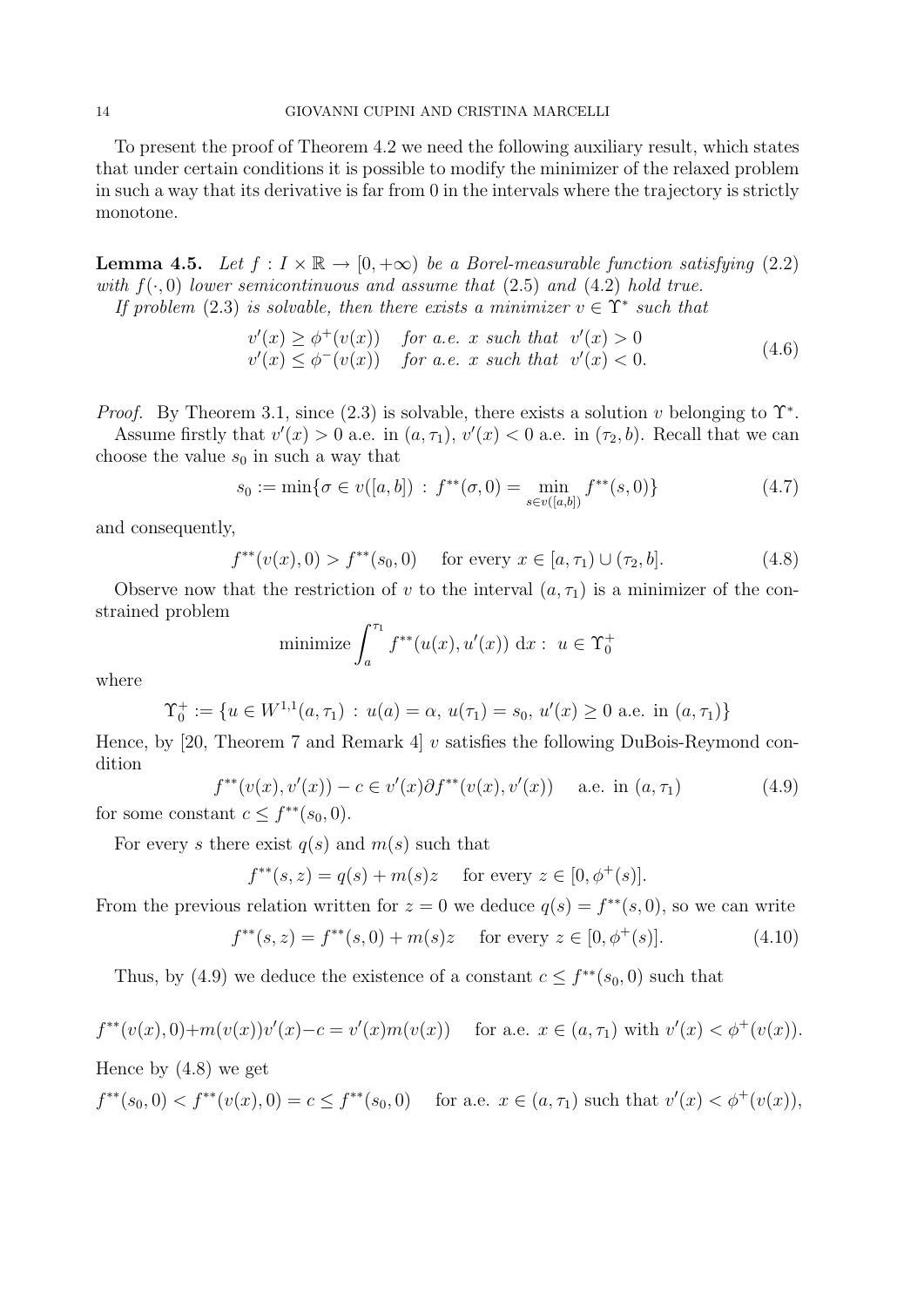To present the proof of Theorem 4.2 we need the following auxiliary result, which states that under certain conditions it is possible to modify the minimizer of the relaxed problem in such a way that its derivative is far from 0 in the intervals where the trajectory is strictly monotone.

**Lemma 4.5.** *Let $f : I \times \mathbb{R} \to [0, +\infty)$ be a Borel-measurable function satisfying* (2.2) *with $f(\cdot, 0)$ lower semicontinuous and assume that* (2.5) *and* (4.2) *hold true.*

*If problem* (2.3) *is solvable, then there exists a minimizer $v \in \Upsilon^*$ such that*

$$
\begin{aligned}
v'(x) \geq \phi^+(v(x)) \quad & \text{for a.e. } x \text{ such that } \; v'(x) > 0 \\
v'(x) \leq \phi^-(v(x)) \quad & \text{for a.e. } x \text{ such that } \; v'(x) < 0.
\end{aligned}
\tag{4.6}
$$

*Proof.* By Theorem 3.1, since (2.3) is solvable, there exists a solution $v$ belonging to $\Upsilon^*$.

Assume firstly that $v'(x) > 0$ a.e. in $(a, \tau_1)$, $v'(x) < 0$ a.e. in $(\tau_2, b)$. Recall that we can choose the value $s_0$ in such a way that

$$
s_0 := \min\{\sigma \in v([a, b]) \, : \, f^{**}(\sigma, 0) = \min_{s \in v([a,b])} f^{**}(s, 0)\} \tag{4.7}
$$

and consequently,

$$
f^{**}(v(x), 0) > f^{**}(s_0, 0) \quad \text{ for every } x \in [a, \tau_1) \cup (\tau_2, b]. \tag{4.8}
$$

Observe now that the restriction of $v$ to the interval $(a, \tau_1)$ is a minimizer of the constrained problem

$$
\text{minimize} \int_a^{\tau_1} f^{**}(u(x), u'(x)) \, \mathrm{d}x : \; u \in \Upsilon_0^+
$$

where

$$
\Upsilon_0^+ := \{u \in W^{1,1}(a, \tau_1) \, : \, u(a) = \alpha, \, u(\tau_1) = s_0, \, u'(x) \geq 0 \text{ a.e. in } (a, \tau_1)\}
$$

Hence, by [20, Theorem 7 and Remark 4] $v$ satisfies the following DuBois-Reymond condition

$$
f^{**}(v(x), v'(x)) - c \in v'(x) \partial f^{**}(v(x), v'(x)) \quad \text{ a.e. in } (a, \tau_1) \tag{4.9}
$$

for some constant $c \leq f^{**}(s_0, 0)$.

For every $s$ there exist $q(s)$ and $m(s)$ such that

$$
f^{**}(s, z) = q(s) + m(s) z \quad \text{ for every } z \in [0, \phi^+(s)].
$$

From the previous relation written for $z = 0$ we deduce $q(s) = f^{**}(s, 0)$, so we can write

$$
f^{**}(s, z) = f^{**}(s, 0) + m(s) z \quad \text{ for every } z \in [0, \phi^+(s)]. \tag{4.10}
$$

Thus, by (4.9) we deduce the existence of a constant $c \leq f^{**}(s_0, 0)$ such that

$$
f^{**}(v(x), 0) + m(v(x)) v'(x) - c = v'(x) m(v(x)) \quad \text{ for a.e. } x \in (a, \tau_1) \text{ with } v'(x) < \phi^+(v(x)).
$$

Hence by (4.8) we get

$$
f^{**}(s_0, 0) < f^{**}(v(x), 0) = c \leq f^{**}(s_0, 0) \quad \text{ for a.e. } x \in (a, \tau_1) \text{ such that } v'(x) < \phi^+(v(x)),
$$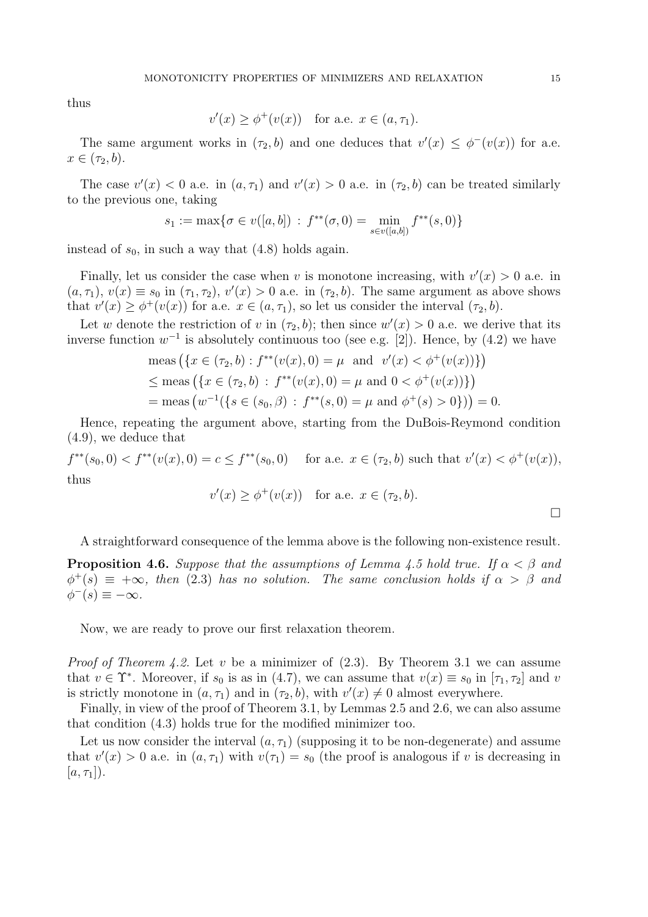thus

$$v'(x) \geq \phi^+(v(x)) \quad \text{for a.e. } x \in (a, \tau_1).$$

The same argument works in $(\tau_2, b)$ and one deduces that $v'(x) \leq \phi^-(v(x))$ for a.e. $x \in (\tau_2, b)$.

The case $v'(x) < 0$ a.e. in $(a, \tau_1)$ and $v'(x) > 0$ a.e. in $(\tau_2, b)$ can be treated similarly to the previous one, taking

$$s_1 := \max\{\sigma \in v([a, b]) \,:\, f^{**}(\sigma, 0) = \min_{s \in v([a,b])} f^{**}(s, 0)\}$$

instead of $s_0$, in such a way that (4.8) holds again.

Finally, let us consider the case when $v$ is monotone increasing, with $v'(x) > 0$ a.e. in $(a, \tau_1)$, $v(x) \equiv s_0$ in $(\tau_1, \tau_2)$, $v'(x) > 0$ a.e. in $(\tau_2, b)$. The same argument as above shows that $v'(x) \geq \phi^+(v(x))$ for a.e. $x \in (a, \tau_1)$, so let us consider the interval $(\tau_2, b)$.

Let $w$ denote the restriction of $v$ in $(\tau_2, b)$; then since $w'(x) > 0$ a.e. we derive that its inverse function $w^{-1}$ is absolutely continuous too (see e.g. [2]). Hence, by (4.2) we have

$$\begin{aligned}
&\text{meas}\left(\{x \in (\tau_2, b) : f^{**}(v(x), 0) = \mu \ \text{ and } \ v'(x) < \phi^+(v(x))\}\right) \\
&\leq \text{meas}\left(\{x \in (\tau_2, b) \,:\, f^{**}(v(x), 0) = \mu \text{ and } 0 < \phi^+(v(x))\}\right) \\
&= \text{meas}\left(w^{-1}(\{s \in (s_0, \beta) \,:\, f^{**}(s, 0) = \mu \text{ and } \phi^+(s) > 0\})\right) = 0.
\end{aligned}$$

Hence, repeating the argument above, starting from the DuBois-Reymond condition (4.9), we deduce that

$$f^{**}(s_0, 0) < f^{**}(v(x), 0) = c \leq f^{**}(s_0, 0) \quad \text{ for a.e. } x \in (\tau_2, b) \text{ such that } v'(x) < \phi^+(v(x)),$$

thus

$$v'(x) \geq \phi^+(v(x)) \quad \text{for a.e. } x \in (\tau_2, b).$$

$\square$

A straightforward consequence of the lemma above is the following non-existence result.

**Proposition 4.6.** *Suppose that the assumptions of Lemma 4.5 hold true. If $\alpha < \beta$ and $\phi^+(s) \equiv +\infty$, then* (2.3) *has no solution. The same conclusion holds if $\alpha > \beta$ and $\phi^-(s) \equiv -\infty$.*

Now, we are ready to prove our first relaxation theorem.

*Proof of Theorem 4.2.* Let $v$ be a minimizer of (2.3). By Theorem 3.1 we can assume that $v \in \Upsilon^*$. Moreover, if $s_0$ is as in (4.7), we can assume that $v(x) \equiv s_0$ in $[\tau_1, \tau_2]$ and $v$ is strictly monotone in $(a, \tau_1)$ and in $(\tau_2, b)$, with $v'(x) \neq 0$ almost everywhere.

Finally, in view of the proof of Theorem 3.1, by Lemmas 2.5 and 2.6, we can also assume that condition (4.3) holds true for the modified minimizer too.

Let us now consider the interval $(a, \tau_1)$ (supposing it to be non-degenerate) and assume that $v'(x) > 0$ a.e. in $(a, \tau_1)$ with $v(\tau_1) = s_0$ (the proof is analogous if $v$ is decreasing in $[a, \tau_1]$).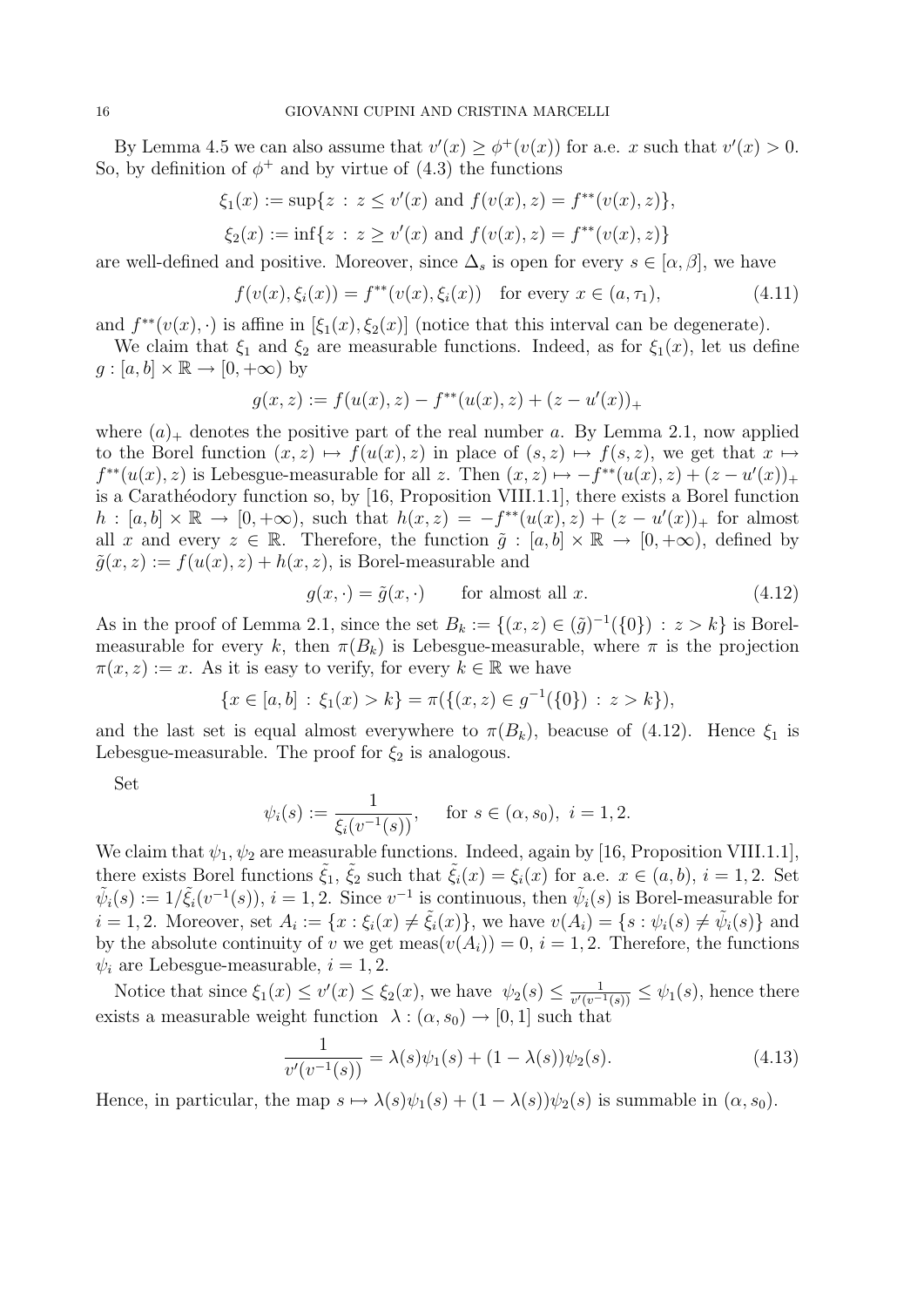By Lemma 4.5 we can also assume that $v'(x) \geq \phi^+(v(x))$ for a.e. $x$ such that $v'(x) > 0$. So, by definition of $\phi^+$ and by virtue of (4.3) the functions

$$\xi_1(x) := \sup\{z \,:\, z \leq v'(x) \text{ and } f(v(x), z) = f^{**}(v(x), z)\},$$

$$\xi_2(x) := \inf\{z \,:\, z \geq v'(x) \text{ and } f(v(x), z) = f^{**}(v(x), z)\}$$

are well-defined and positive. Moreover, since $\Delta_s$ is open for every $s \in [\alpha, \beta]$, we have

$$f(v(x), \xi_i(x)) = f^{**}(v(x), \xi_i(x)) \quad \text{for every } x \in (a, \tau_1), \tag{4.11}$$

and $f^{**}(v(x), \cdot)$ is affine in $[\xi_1(x), \xi_2(x)]$ (notice that this interval can be degenerate).

We claim that $\xi_1$ and $\xi_2$ are measurable functions. Indeed, as for $\xi_1(x)$, let us define $g : [a, b] \times \mathbb{R} \to [0, +\infty)$ by

$$g(x, z) := f(u(x), z) - f^{**}(u(x), z) + (z - u'(x))_+$$

where $(a)_+$ denotes the positive part of the real number $a$. By Lemma 2.1, now applied to the Borel function $(x, z) \mapsto f(u(x), z)$ in place of $(s, z) \mapsto f(s, z)$, we get that $x \mapsto f^{**}(u(x), z)$ is Lebesgue-measurable for all $z$. Then $(x, z) \mapsto -f^{**}(u(x), z) + (z - u'(x))_+$ is a Carathéodory function so, by [16, Proposition VIII.1.1], there exists a Borel function $h : [a, b] \times \mathbb{R} \to [0, +\infty)$, such that $h(x, z) = -f^{**}(u(x), z) + (z - u'(x))_+$ for almost all $x$ and every $z \in \mathbb{R}$. Therefore, the function $\tilde{g} : [a, b] \times \mathbb{R} \to [0, +\infty)$, defined by $\tilde{g}(x, z) := f(u(x), z) + h(x, z)$, is Borel-measurable and

$$g(x, \cdot) = \tilde{g}(x, \cdot) \qquad \text{for almost all } x. \tag{4.12}$$

As in the proof of Lemma 2.1, since the set $B_k := \{(x, z) \in (\tilde{g})^{-1}(\{0\}) \,:\, z > k\}$ is Borel-measurable for every $k$, then $\pi(B_k)$ is Lebesgue-measurable, where $\pi$ is the projection $\pi(x, z) := x$. As it is easy to verify, for every $k \in \mathbb{R}$ we have

$$\{x \in [a, b] \,:\, \xi_1(x) > k\} = \pi(\{(x, z) \in g^{-1}(\{0\}) \,:\, z > k\}),$$

and the last set is equal almost everywhere to $\pi(B_k)$, beacuse of (4.12). Hence $\xi_1$ is Lebesgue-measurable. The proof for $\xi_2$ is analogous.

Set

$$\psi_i(s) := \frac{1}{\xi_i(v^{-1}(s))}, \qquad \text{for } s \in (\alpha, s_0),\ i = 1, 2.$$

We claim that $\psi_1, \psi_2$ are measurable functions. Indeed, again by [16, Proposition VIII.1.1], there exists Borel functions $\tilde{\xi}_1$, $\tilde{\xi}_2$ such that $\tilde{\xi}_i(x) = \xi_i(x)$ for a.e. $x \in (a, b)$, $i = 1, 2$. Set $\tilde{\psi}_i(s) := 1/\tilde{\xi}_i(v^{-1}(s))$, $i = 1, 2$. Since $v^{-1}$ is continuous, then $\tilde{\psi}_i(s)$ is Borel-measurable for $i = 1, 2$. Moreover, set $A_i := \{x : \xi_i(x) \neq \tilde{\xi}_i(x)\}$, we have $v(A_i) = \{s : \psi_i(s) \neq \tilde{\psi}_i(s)\}$ and by the absolute continuity of $v$ we get $\text{meas}(v(A_i)) = 0$, $i = 1, 2$. Therefore, the functions $\psi_i$ are Lebesgue-measurable, $i = 1, 2$.

Notice that since $\xi_1(x) \leq v'(x) \leq \xi_2(x)$, we have $\psi_2(s) \leq \frac{1}{v'(v^{-1}(s))} \leq \psi_1(s)$, hence there exists a measurable weight function $\lambda : (\alpha, s_0) \to [0, 1]$ such that

$$\frac{1}{v'(v^{-1}(s))} = \lambda(s)\psi_1(s) + (1 - \lambda(s))\psi_2(s). \tag{4.13}$$

Hence, in particular, the map $s \mapsto \lambda(s)\psi_1(s) + (1 - \lambda(s))\psi_2(s)$ is summable in $(\alpha, s_0)$.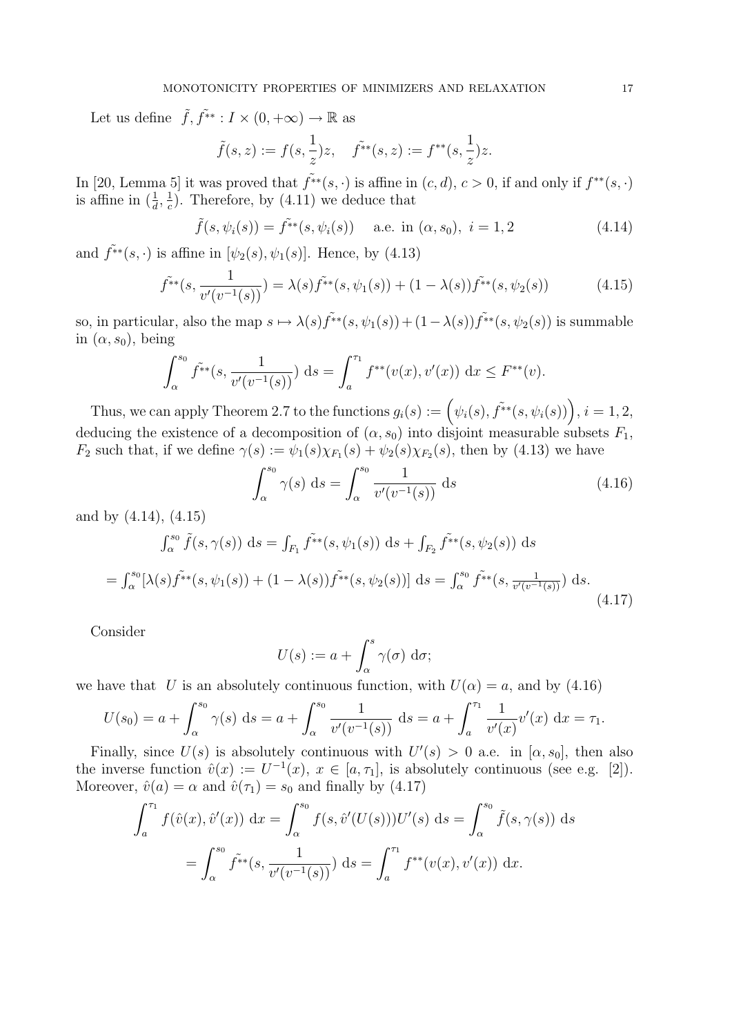Let us define $\tilde{f}, \tilde{f^{**}} : I \times (0, +\infty) \to \mathbb{R}$ as

$$\tilde{f}(s, z) := f(s, \frac{1}{z})z, \quad \tilde{f^{**}}(s, z) := f^{**}(s, \frac{1}{z})z.$$

In [20, Lemma 5] it was proved that $\tilde{f^{**}}(s, \cdot)$ is affine in $(c, d)$, $c > 0$, if and only if $f^{**}(s, \cdot)$ is affine in $(\frac{1}{d}, \frac{1}{c})$. Therefore, by (4.11) we deduce that

$$\tilde{f}(s, \psi_i(s)) = \tilde{f^{**}}(s, \psi_i(s)) \quad \text{a.e. in } (\alpha, s_0),\ i = 1, 2 \tag{4.14}$$

and $\tilde{f^{**}}(s, \cdot)$ is affine in $[\psi_2(s), \psi_1(s)]$. Hence, by (4.13)

$$\tilde{f^{**}}(s, \frac{1}{v'(v^{-1}(s))}) = \lambda(s)\tilde{f^{**}}(s, \psi_1(s)) + (1 - \lambda(s))\tilde{f^{**}}(s, \psi_2(s)) \tag{4.15}$$

so, in particular, also the map $s \mapsto \lambda(s)\tilde{f^{**}}(s, \psi_1(s)) + (1-\lambda(s))\tilde{f^{**}}(s, \psi_2(s))$ is summable in $(\alpha, s_0)$, being

$$\int_\alpha^{s_0} \tilde{f^{**}}(s, \frac{1}{v'(v^{-1}(s))})\ \mathrm{d}s = \int_a^{\tau_1} f^{**}(v(x), v'(x))\ \mathrm{d}x \le F^{**}(v).$$

Thus, we can apply Theorem 2.7 to the functions $g_i(s) := \left(\psi_i(s), \tilde{f^{**}}(s, \psi_i(s))\right)$, $i = 1, 2$, deducing the existence of a decomposition of $(\alpha, s_0)$ into disjoint measurable subsets $F_1$, $F_2$ such that, if we define $\gamma(s) := \psi_1(s)\chi_{F_1}(s) + \psi_2(s)\chi_{F_2}(s)$, then by (4.13) we have

$$\int_\alpha^{s_0} \gamma(s)\ \mathrm{d}s = \int_\alpha^{s_0} \frac{1}{v'(v^{-1}(s))}\ \mathrm{d}s \tag{4.16}$$

and by (4.14), (4.15)

$$\begin{aligned} &\int_\alpha^{s_0} \tilde{f}(s, \gamma(s))\ \mathrm{d}s = \int_{F_1} \tilde{f^{**}}(s, \psi_1(s))\ \mathrm{d}s + \int_{F_2} \tilde{f^{**}}(s, \psi_2(s))\ \mathrm{d}s \\ &= \int_\alpha^{s_0} [\lambda(s)\tilde{f^{**}}(s, \psi_1(s)) + (1-\lambda(s))\tilde{f^{**}}(s, \psi_2(s))]\ \mathrm{d}s = \int_\alpha^{s_0} \tilde{f^{**}}(s, \tfrac{1}{v'(v^{-1}(s))})\ \mathrm{d}s. \end{aligned} \tag{4.17}$$

Consider

$$U(s) := a + \int_\alpha^s \gamma(\sigma)\ \mathrm{d}\sigma;$$

we have that $U$ is an absolutely continuous function, with $U(\alpha) = a$, and by (4.16)

$$U(s_0) = a + \int_\alpha^{s_0} \gamma(s)\ \mathrm{d}s = a + \int_\alpha^{s_0} \frac{1}{v'(v^{-1}(s))}\ \mathrm{d}s = a + \int_a^{\tau_1} \frac{1}{v'(x)} v'(x)\ \mathrm{d}x = \tau_1.$$

Finally, since $U(s)$ is absolutely continuous with $U'(s) > 0$ a.e. in $[\alpha, s_0]$, then also the inverse function $\hat{v}(x) := U^{-1}(x)$, $x \in [a, \tau_1]$, is absolutely continuous (see e.g. [2]). Moreover, $\hat{v}(a) = \alpha$ and $\hat{v}(\tau_1) = s_0$ and finally by (4.17)

$$\begin{aligned} \int_a^{\tau_1} f(\hat{v}(x), \hat{v}'(x))\ \mathrm{d}x &= \int_\alpha^{s_0} f(s, \hat{v}'(U(s)))U'(s)\ \mathrm{d}s = \int_\alpha^{s_0} \tilde{f}(s, \gamma(s))\ \mathrm{d}s \\ &= \int_\alpha^{s_0} \tilde{f^{**}}(s, \frac{1}{v'(v^{-1}(s))})\ \mathrm{d}s = \int_a^{\tau_1} f^{**}(v(x), v'(x))\ \mathrm{d}x. \end{aligned}$$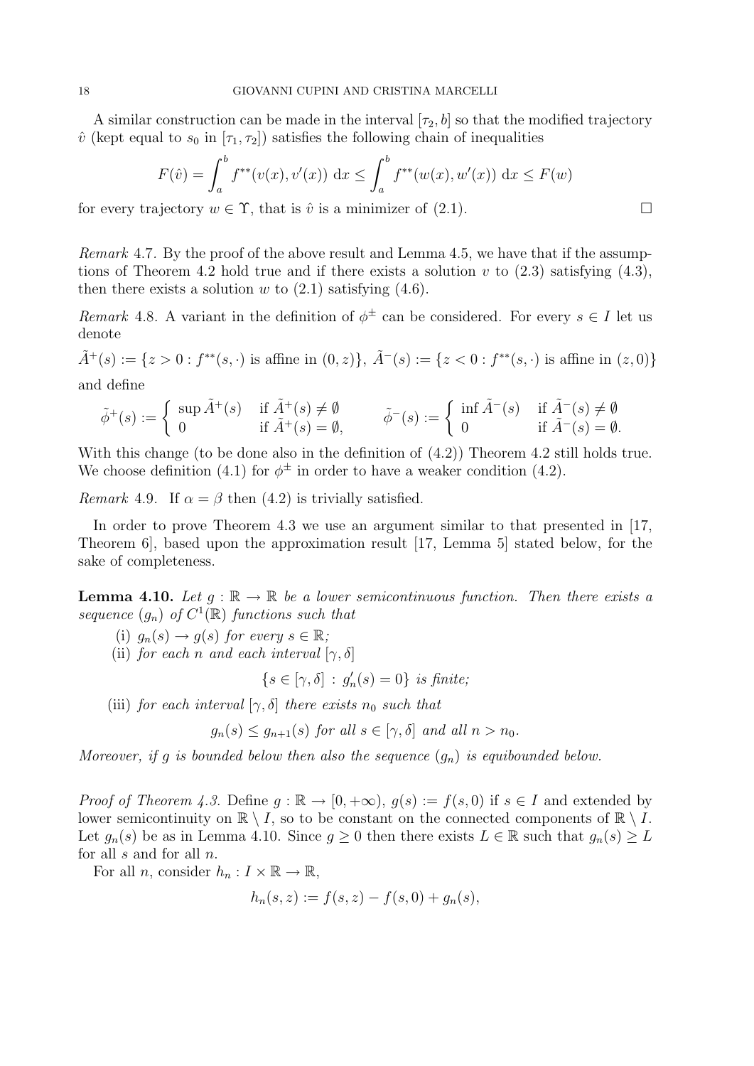A similar construction can be made in the interval $[\tau_2, b]$ so that the modified trajectory $\hat{v}$ (kept equal to $s_0$ in $[\tau_1, \tau_2]$) satisfies the following chain of inequalities

$$F(\hat{v}) = \int_a^b f^{**}(v(x), v'(x))\ \mathrm{d}x \le \int_a^b f^{**}(w(x), w'(x))\ \mathrm{d}x \le F(w)$$

for every trajectory $w \in \Upsilon$, that is $\hat{v}$ is a minimizer of (2.1). $\square$

*Remark* 4.7. By the proof of the above result and Lemma 4.5, we have that if the assumptions of Theorem 4.2 hold true and if there exists a solution $v$ to (2.3) satisfying (4.3), then there exists a solution $w$ to (2.1) satisfying (4.6).

*Remark* 4.8. A variant in the definition of $\phi^{\pm}$ can be considered. For every $s \in I$ let us denote

$$\tilde{A}^+(s) := \{z > 0 : f^{**}(s, \cdot) \text{ is affine in } (0, z)\},\ \tilde{A}^-(s) := \{z < 0 : f^{**}(s, \cdot) \text{ is affine in } (z, 0)\}$$

and define

$$\tilde{\phi}^+(s) := \begin{cases} \sup \tilde{A}^+(s) & \text{if } \tilde{A}^+(s) \neq \emptyset \\ 0 & \text{if } \tilde{A}^+(s) = \emptyset, \end{cases} \qquad \tilde{\phi}^-(s) := \begin{cases} \inf \tilde{A}^-(s) & \text{if } \tilde{A}^-(s) \neq \emptyset \\ 0 & \text{if } \tilde{A}^-(s) = \emptyset. \end{cases}$$

With this change (to be done also in the definition of (4.2)) Theorem 4.2 still holds true. We choose definition (4.1) for $\phi^{\pm}$ in order to have a weaker condition (4.2).

*Remark* 4.9. If $\alpha = \beta$ then (4.2) is trivially satisfied.

In order to prove Theorem 4.3 we use an argument similar to that presented in [17, Theorem 6], based upon the approximation result [17, Lemma 5] stated below, for the sake of completeness.

**Lemma 4.10.** *Let $g : \mathbb{R} \to \mathbb{R}$ be a lower semicontinuous function. Then there exists a sequence $(g_n)$ of $C^1(\mathbb{R})$ functions such that*

(i) *$g_n(s) \to g(s)$ for every $s \in \mathbb{R}$;*

(ii) *for each $n$ and each interval $[\gamma, \delta]$*

$$\{s \in [\gamma, \delta] \, : \, g_n'(s) = 0\} \text{ is finite;}$$

(iii) *for each interval $[\gamma, \delta]$ there exists $n_0$ such that*

$$g_n(s) \le g_{n+1}(s) \text{ for all } s \in [\gamma, \delta] \text{ and all } n > n_0.$$

*Moreover, if $g$ is bounded below then also the sequence $(g_n)$ is equibounded below.*

*Proof of Theorem 4.3.* Define $g : \mathbb{R} \to [0, +\infty)$, $g(s) := f(s, 0)$ if $s \in I$ and extended by lower semicontinuity on $\mathbb{R} \setminus I$, so to be constant on the connected components of $\mathbb{R} \setminus I$. Let $g_n(s)$ be as in Lemma 4.10. Since $g \ge 0$ then there exists $L \in \mathbb{R}$ such that $g_n(s) \ge L$ for all $s$ and for all $n$.

For all $n$, consider $h_n : I \times \mathbb{R} \to \mathbb{R}$,

$$h_n(s, z) := f(s, z) - f(s, 0) + g_n(s),$$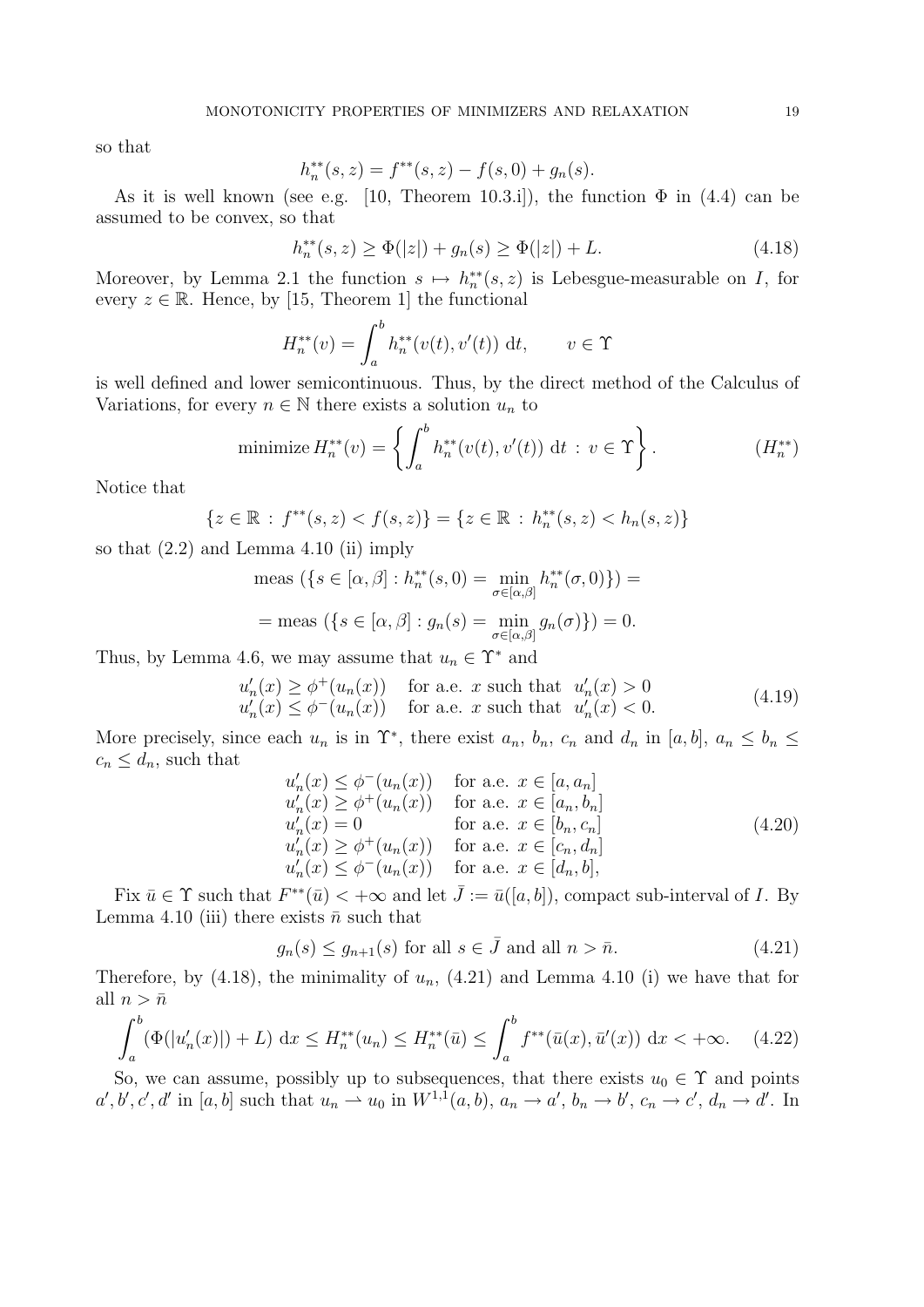so that

$$h_n^{**}(s,z) = f^{**}(s,z) - f(s,0) + g_n(s).$$

As it is well known (see e.g. [10, Theorem 10.3.i]), the function $\Phi$ in (4.4) can be assumed to be convex, so that

$$h_n^{**}(s,z) \geq \Phi(|z|) + g_n(s) \geq \Phi(|z|) + L. \tag{4.18}$$

Moreover, by Lemma 2.1 the function $s \mapsto h_n^{**}(s,z)$ is Lebesgue-measurable on $I$, for every $z \in \mathbb{R}$. Hence, by [15, Theorem 1] the functional

$$H_n^{**}(v) = \int_a^b h_n^{**}(v(t), v'(t)) \, dt, \qquad v \in \Upsilon$$

is well defined and lower semicontinuous. Thus, by the direct method of the Calculus of Variations, for every $n \in \mathbb{N}$ there exists a solution $u_n$ to

$$\text{minimize } H_n^{**}(v) = \left\{ \int_a^b h_n^{**}(v(t), v'(t)) \, dt \, : \, v \in \Upsilon \right\}. \tag{$H_n^{**}$}$$

Notice that

$$\{z \in \mathbb{R} \, : \, f^{**}(s,z) < f(s,z)\} = \{z \in \mathbb{R} \, : \, h_n^{**}(s,z) < h_n(s,z)\}$$

so that (2.2) and Lemma 4.10 (ii) imply

$$\text{meas } (\{s \in [\alpha, \beta] : h_n^{**}(s,0) = \min_{\sigma \in [\alpha,\beta]} h_n^{**}(\sigma, 0)\}) =$$

$$= \text{meas } (\{s \in [\alpha, \beta] : g_n(s) = \min_{\sigma \in [\alpha,\beta]} g_n(\sigma)\}) = 0.$$

Thus, by Lemma 4.6, we may assume that $u_n \in \Upsilon^*$ and

$$\begin{array}{ll} u_n'(x) \geq \phi^+(u_n(x)) & \text{for a.e. } x \text{ such that } u_n'(x) > 0 \\ u_n'(x) \leq \phi^-(u_n(x)) & \text{for a.e. } x \text{ such that } u_n'(x) < 0. \end{array} \tag{4.19}$$

More precisely, since each $u_n$ is in $\Upsilon^*$, there exist $a_n$, $b_n$, $c_n$ and $d_n$ in $[a,b]$, $a_n \leq b_n \leq c_n \leq d_n$, such that

$$\begin{array}{ll} u_n'(x) \leq \phi^-(u_n(x)) & \text{for a.e. } x \in [a, a_n] \\ u_n'(x) \geq \phi^+(u_n(x)) & \text{for a.e. } x \in [a_n, b_n] \\ u_n'(x) = 0 & \text{for a.e. } x \in [b_n, c_n] \\ u_n'(x) \geq \phi^+(u_n(x)) & \text{for a.e. } x \in [c_n, d_n] \\ u_n'(x) \leq \phi^-(u_n(x)) & \text{for a.e. } x \in [d_n, b], \end{array} \tag{4.20}$$

Fix $\bar{u} \in \Upsilon$ such that $F^{**}(\bar{u}) < +\infty$ and let $\bar{J} := \bar{u}([a,b])$, compact sub-interval of $I$. By Lemma 4.10 (iii) there exists $\bar{n}$ such that

$$g_n(s) \leq g_{n+1}(s) \text{ for all } s \in \bar{J} \text{ and all } n > \bar{n}. \tag{4.21}$$

Therefore, by (4.18), the minimality of $u_n$, (4.21) and Lemma 4.10 (i) we have that for all $n > \bar{n}$

$$\int_a^b (\Phi(|u_n'(x)|) + L) \, dx \leq H_n^{**}(u_n) \leq H_n^{**}(\bar{u}) \leq \int_a^b f^{**}(\bar{u}(x), \bar{u}'(x)) \, dx < +\infty. \tag{4.22}$$

So, we can assume, possibly up to subsequences, that there exists $u_0 \in \Upsilon$ and points $a', b', c', d'$ in $[a,b]$ such that $u_n \rightharpoonup u_0$ in $W^{1,1}(a,b)$, $a_n \to a'$, $b_n \to b'$, $c_n \to c'$, $d_n \to d'$. In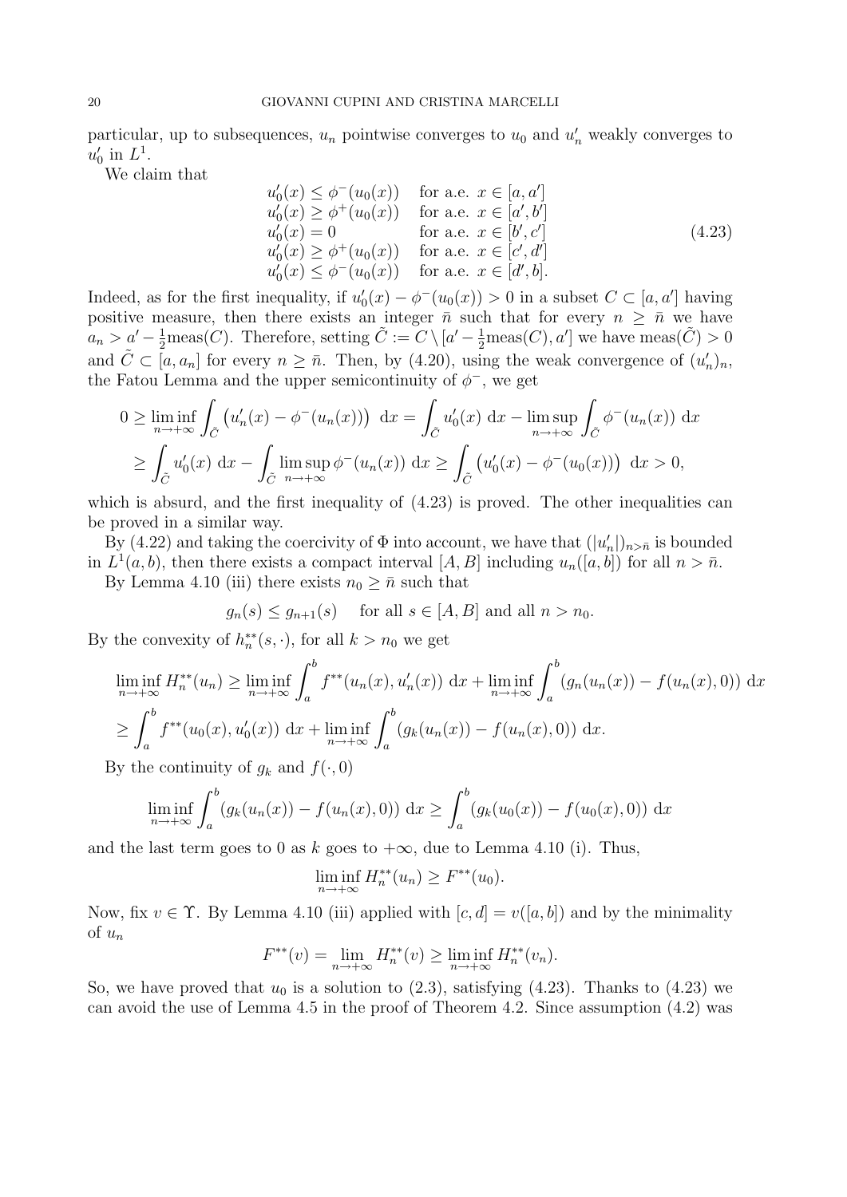particular, up to subsequences, $u_n$ pointwise converges to $u_0$ and $u'_n$ weakly converges to $u'_0$ in $L^1$.

We claim that

$$
\begin{array}{ll}
u'_0(x) \leq \phi^-(u_0(x)) & \text{for a.e. } x \in [a, a'] \\
u'_0(x) \geq \phi^+(u_0(x)) & \text{for a.e. } x \in [a', b'] \\
u'_0(x) = 0 & \text{for a.e. } x \in [b', c'] \\
u'_0(x) \geq \phi^+(u_0(x)) & \text{for a.e. } x \in [c', d'] \\
u'_0(x) \leq \phi^-(u_0(x)) & \text{for a.e. } x \in [d', b].
\end{array}
\tag{4.23}
$$

Indeed, as for the first inequality, if $u'_0(x) - \phi^-(u_0(x)) > 0$ in a subset $C \subset [a, a']$ having positive measure, then there exists an integer $\bar{n}$ such that for every $n \geq \bar{n}$ we have $a_n > a' - \frac{1}{2}\text{meas}(C)$. Therefore, setting $\tilde{C} := C \setminus [a' - \frac{1}{2}\text{meas}(C), a']$ we have $\text{meas}(\tilde{C}) > 0$ and $\tilde{C} \subset [a, a_n]$ for every $n \geq \bar{n}$. Then, by (4.20), using the weak convergence of $(u'_n)_n$, the Fatou Lemma and the upper semicontinuity of $\phi^-$, we get

$$
\begin{aligned}
0 &\geq \liminf_{n\to+\infty} \int_{\tilde{C}} \left(u'_n(x) - \phi^-(u_n(x))\right)\,\mathrm{d}x = \int_{\tilde{C}} u'_0(x)\,\mathrm{d}x - \limsup_{n\to+\infty} \int_{\tilde{C}} \phi^-(u_n(x))\,\mathrm{d}x \\
&\geq \int_{\tilde{C}} u'_0(x)\,\mathrm{d}x - \int_{\tilde{C}} \limsup_{n\to+\infty} \phi^-(u_n(x))\,\mathrm{d}x \geq \int_{\tilde{C}} \left(u'_0(x) - \phi^-(u_0(x))\right)\,\mathrm{d}x > 0,
\end{aligned}
$$

which is absurd, and the first inequality of (4.23) is proved. The other inequalities can be proved in a similar way.

By (4.22) and taking the coercivity of $\Phi$ into account, we have that $(|u'_n|)_{n>\bar{n}}$ is bounded in $L^1(a, b)$, then there exists a compact interval $[A, B]$ including $u_n([a, b])$ for all $n > \bar{n}$.

By Lemma 4.10 (iii) there exists $n_0 \geq \bar{n}$ such that

$$
g_n(s) \leq g_{n+1}(s) \quad \text{for all } s \in [A, B] \text{ and all } n > n_0.
$$

By the convexity of $h_n^{**}(s, \cdot)$, for all $k > n_0$ we get

$$
\begin{aligned}
&\liminf_{n\to+\infty} H_n^{**}(u_n) \geq \liminf_{n\to+\infty} \int_a^b f^{**}(u_n(x), u'_n(x))\,\mathrm{d}x + \liminf_{n\to+\infty} \int_a^b (g_n(u_n(x)) - f(u_n(x), 0))\,\mathrm{d}x \\
&\geq \int_a^b f^{**}(u_0(x), u'_0(x))\,\mathrm{d}x + \liminf_{n\to+\infty} \int_a^b (g_k(u_n(x)) - f(u_n(x), 0))\,\mathrm{d}x.
\end{aligned}
$$

By the continuity of $g_k$ and $f(\cdot, 0)$

$$
\liminf_{n\to+\infty} \int_a^b (g_k(u_n(x)) - f(u_n(x), 0))\,\mathrm{d}x \geq \int_a^b (g_k(u_0(x)) - f(u_0(x), 0))\,\mathrm{d}x
$$

and the last term goes to 0 as $k$ goes to $+\infty$, due to Lemma 4.10 (i). Thus,

$$
\liminf_{n\to+\infty} H_n^{**}(u_n) \geq F^{**}(u_0).
$$

Now, fix $v \in \Upsilon$. By Lemma 4.10 (iii) applied with $[c, d] = v([a, b])$ and by the minimality of $u_n$

$$
F^{**}(v) = \lim_{n\to+\infty} H_n^{**}(v) \geq \liminf_{n\to+\infty} H_n^{**}(v_n).
$$

So, we have proved that $u_0$ is a solution to (2.3), satisfying (4.23). Thanks to (4.23) we can avoid the use of Lemma 4.5 in the proof of Theorem 4.2. Since assumption (4.2) was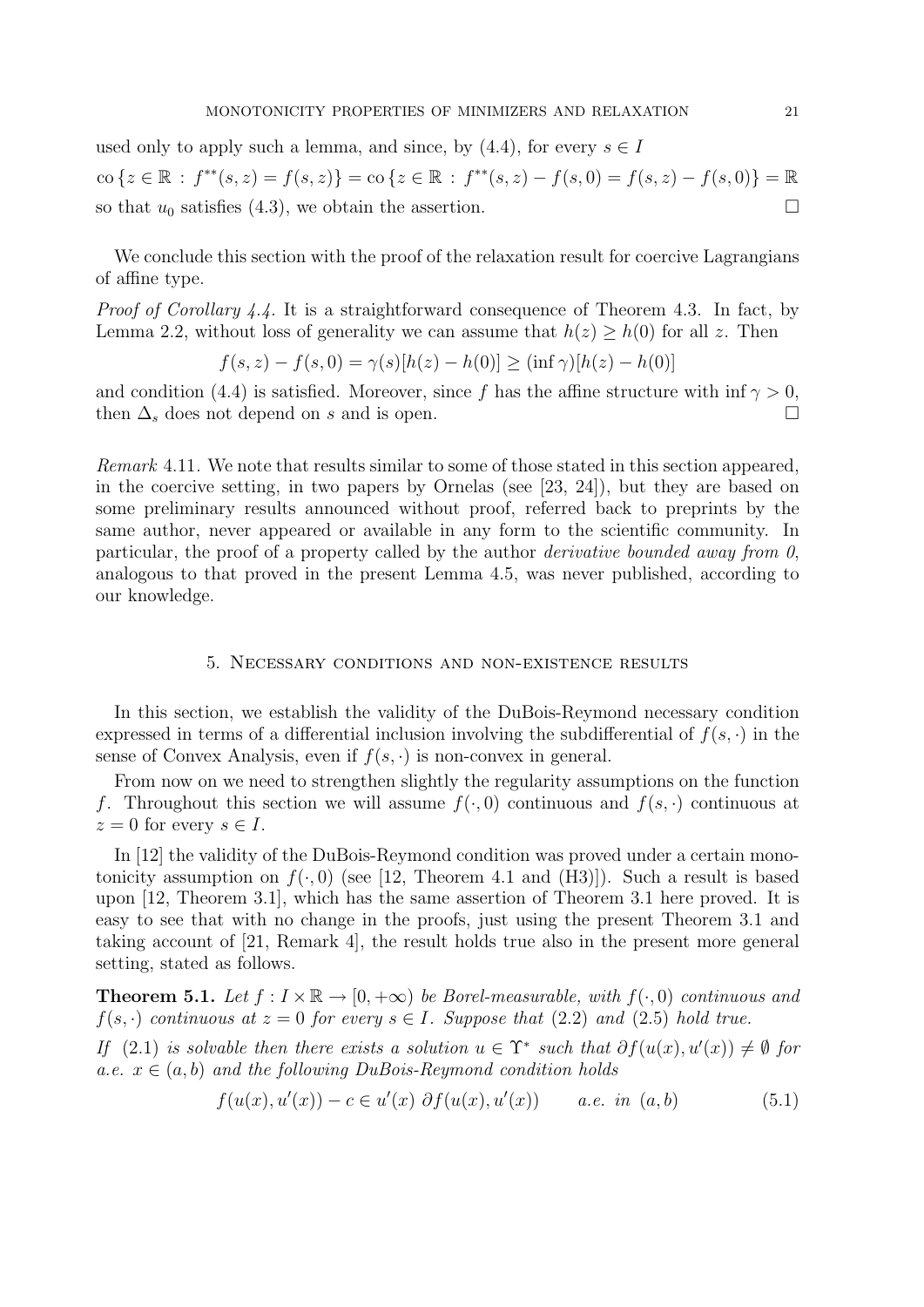used only to apply such a lemma, and since, by (4.4), for every $s \in I$

$$\operatorname{co}\{z \in \mathbb{R} : f^{**}(s,z) = f(s,z)\} = \operatorname{co}\{z \in \mathbb{R} : f^{**}(s,z) - f(s,0) = f(s,z) - f(s,0)\} = \mathbb{R}$$

so that $u_0$ satisfies (4.3), we obtain the assertion. □

We conclude this section with the proof of the relaxation result for coercive Lagrangians of affine type.

*Proof of Corollary 4.4.* It is a straightforward consequence of Theorem 4.3. In fact, by Lemma 2.2, without loss of generality we can assume that $h(z) \geq h(0)$ for all $z$. Then

$$f(s,z) - f(s,0) = \gamma(s)[h(z) - h(0)] \geq (\inf \gamma)[h(z) - h(0)]$$

and condition (4.4) is satisfied. Moreover, since $f$ has the affine structure with $\inf \gamma > 0$, then $\Delta_s$ does not depend on $s$ and is open. □

*Remark* 4.11. We note that results similar to some of those stated in this section appeared, in the coercive setting, in two papers by Ornelas (see [23, 24]), but they are based on some preliminary results announced without proof, referred back to preprints by the same author, never appeared or available in any form to the scientific community. In particular, the proof of a property called by the author *derivative bounded away from 0*, analogous to that proved in the present Lemma 4.5, was never published, according to our knowledge.

## 5. Necessary conditions and non-existence results

In this section, we establish the validity of the DuBois-Reymond necessary condition expressed in terms of a differential inclusion involving the subdifferential of $f(s,\cdot)$ in the sense of Convex Analysis, even if $f(s,\cdot)$ is non-convex in general.

From now on we need to strengthen slightly the regularity assumptions on the function $f$. Throughout this section we will assume $f(\cdot,0)$ continuous and $f(s,\cdot)$ continuous at $z = 0$ for every $s \in I$.

In [12] the validity of the DuBois-Reymond condition was proved under a certain monotonicity assumption on $f(\cdot,0)$ (see [12, Theorem 4.1 and (H3)]). Such a result is based upon [12, Theorem 3.1], which has the same assertion of Theorem 3.1 here proved. It is easy to see that with no change in the proofs, just using the present Theorem 3.1 and taking account of [21, Remark 4], the result holds true also in the present more general setting, stated as follows.

**Theorem 5.1.** *Let $f : I \times \mathbb{R} \to [0, +\infty)$ be Borel-measurable, with $f(\cdot,0)$ continuous and $f(s,\cdot)$ continuous at $z = 0$ for every $s \in I$. Suppose that (2.2) and (2.5) hold true.*

*If (2.1) is solvable then there exists a solution $u \in \Upsilon^*$ such that $\partial f(u(x), u'(x)) \neq \emptyset$ for a.e. $x \in (a,b)$ and the following DuBois-Reymond condition holds*

$$f(u(x), u'(x)) - c \in u'(x)\ \partial f(u(x), u'(x)) \qquad \text{a.e. in } (a,b) \tag{5.1}$$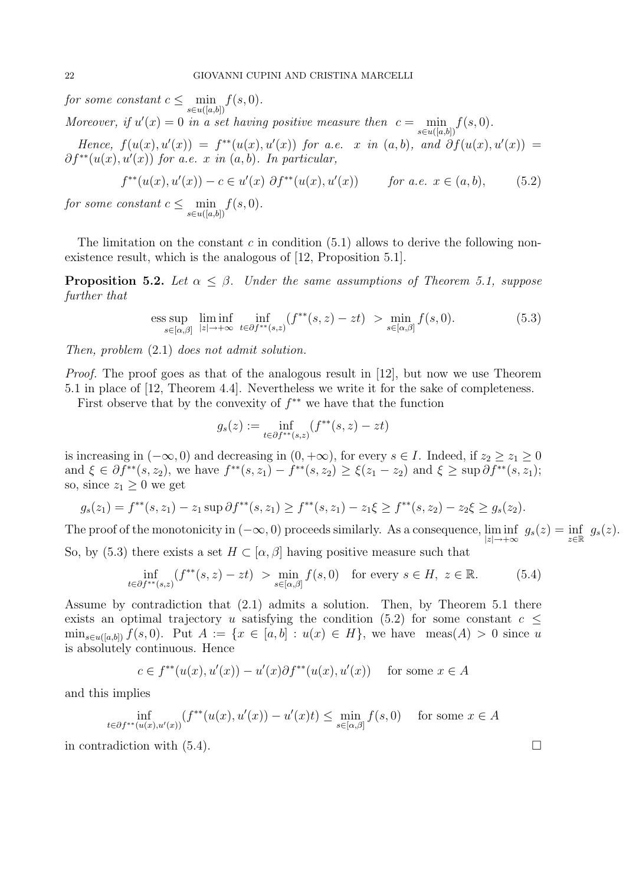*for some constant* $c \le \min_{s\in u([a,b])} f(s,0)$.

*Moreover, if* $u'(x)=0$ *in a set having positive measure then* $c = \min_{s\in u([a,b])} f(s,0)$.

*Hence,* $f(u(x),u'(x)) = f^{**}(u(x),u'(x))$ *for a.e.* $x$ *in* $(a,b)$*, and* $\partial f(u(x),u'(x)) = \partial f^{**}(u(x),u'(x))$ *for a.e.* $x$ *in* $(a,b)$*. In particular,*

$$f^{**}(u(x),u'(x)) - c \in u'(x)\ \partial f^{**}(u(x),u'(x)) \qquad \textit{for a.e. } x\in(a,b), \tag{5.2}$$

*for some constant* $c \le \min_{s\in u([a,b])} f(s,0)$.

The limitation on the constant $c$ in condition (5.1) allows to derive the following non-existence result, which is the analogous of [12, Proposition 5.1].

**Proposition 5.2.** *Let* $\alpha \le \beta$*. Under the same assumptions of Theorem 5.1, suppose further that*

$$\operatorname*{ess\,sup}_{s\in[\alpha,\beta]}\ \liminf_{|z|\to+\infty}\ \inf_{t\in\partial f^{**}(s,z)} (f^{**}(s,z) - zt)\ > \min_{s\in[\alpha,\beta]} f(s,0). \tag{5.3}$$

*Then, problem* (2.1) *does not admit solution.*

*Proof.* The proof goes as that of the analogous result in [12], but now we use Theorem 5.1 in place of [12, Theorem 4.4]. Nevertheless we write it for the sake of completeness.

First observe that by the convexity of $f^{**}$ we have that the function

$$g_s(z) := \inf_{t\in\partial f^{**}(s,z)} (f^{**}(s,z) - zt)$$

is increasing in $(-\infty,0)$ and decreasing in $(0,+\infty)$, for every $s\in I$. Indeed, if $z_2 \ge z_1 \ge 0$ and $\xi \in \partial f^{**}(s,z_2)$, we have $f^{**}(s,z_1) - f^{**}(s,z_2) \ge \xi(z_1 - z_2)$ and $\xi \ge \sup \partial f^{**}(s,z_1)$; so, since $z_1 \ge 0$ we get

$$g_s(z_1) = f^{**}(s,z_1) - z_1 \sup\partial f^{**}(s,z_1) \ge f^{**}(s,z_1) - z_1\xi \ge f^{**}(s,z_2) - z_2\xi \ge g_s(z_2).$$

The proof of the monotonicity in $(-\infty,0)$ proceeds similarly. As a consequence, $\liminf_{|z|\to+\infty} g_s(z) = \inf_{z\in\mathbb{R}} g_s(z)$. So, by (5.3) there exists a set $H\subset[\alpha,\beta]$ having positive measure such that

$$\inf_{t\in\partial f^{**}(s,z)} (f^{**}(s,z) - zt)\ > \min_{s\in[\alpha,\beta]} f(s,0) \quad \text{for every } s\in H,\ z\in\mathbb{R}. \tag{5.4}$$

Assume by contradiction that (2.1) admits a solution. Then, by Theorem 5.1 there exists an optimal trajectory $u$ satisfying the condition (5.2) for some constant $c \le \min_{s\in u([a,b])} f(s,0)$. Put $A := \{x\in[a,b] : u(x)\in H\}$, we have $\operatorname{meas}(A) > 0$ since $u$ is absolutely continuous. Hence

$$c \in f^{**}(u(x),u'(x)) - u'(x)\partial f^{**}(u(x),u'(x)) \quad \text{ for some } x\in A$$

and this implies

$$\inf_{t\in\partial f^{**}(u(x),u'(x))} (f^{**}(u(x),u'(x)) - u'(x)t) \le \min_{s\in[\alpha,\beta]} f(s,0) \quad \text{ for some } x\in A$$

in contradiction with (5.4). $\square$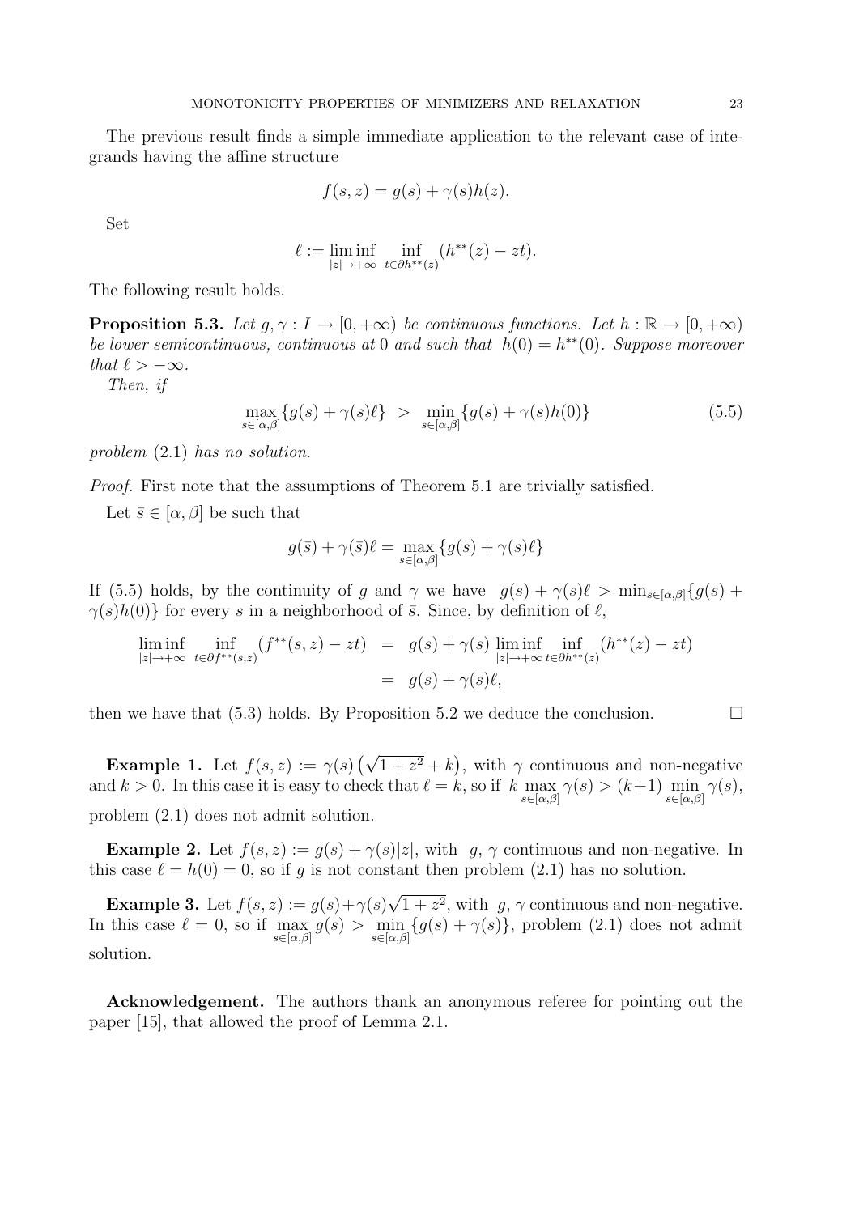The previous result finds a simple immediate application to the relevant case of integrands having the affine structure

$$f(s,z) = g(s) + \gamma(s)h(z).$$

Set

$$\ell := \liminf_{|z|\to+\infty} \inf_{t\in\partial h^{**}(z)} (h^{**}(z) - zt).$$

The following result holds.

**Proposition 5.3.** *Let $g, \gamma : I \to [0,+\infty)$ be continuous functions. Let $h : \mathbb{R} \to [0,+\infty)$ be lower semicontinuous, continuous at 0 and such that $h(0) = h^{**}(0)$. Suppose moreover that $\ell > -\infty$.*

*Then, if*

$$\max_{s\in[\alpha,\beta]}\{g(s) + \gamma(s)\ell\} \;>\; \min_{s\in[\alpha,\beta]}\{g(s) + \gamma(s)h(0)\} \tag{5.5}$$

*problem* (2.1) *has no solution.*

*Proof.* First note that the assumptions of Theorem 5.1 are trivially satisfied.

Let $\bar{s} \in [\alpha,\beta]$ be such that

$$g(\bar{s}) + \gamma(\bar{s})\ell = \max_{s\in[\alpha,\beta]}\{g(s) + \gamma(s)\ell\}$$

If (5.5) holds, by the continuity of $g$ and $\gamma$ we have $g(s) + \gamma(s)\ell > \min_{s\in[\alpha,\beta]}\{g(s) + \gamma(s)h(0)\}$ for every $s$ in a neighborhood of $\bar{s}$. Since, by definition of $\ell$,

$$\begin{aligned}
\liminf_{|z|\to+\infty} \inf_{t\in\partial f^{**}(s,z)} (f^{**}(s,z) - zt) &= g(s) + \gamma(s) \liminf_{|z|\to+\infty} \inf_{t\in\partial h^{**}(z)} (h^{**}(z) - zt) \\
&= g(s) + \gamma(s)\ell,
\end{aligned}$$

then we have that (5.3) holds. By Proposition 5.2 we deduce the conclusion. $\square$

**Example 1.** Let $f(s,z) := \gamma(s)\left(\sqrt{1+z^2} + k\right)$, with $\gamma$ continuous and non-negative and $k > 0$. In this case it is easy to check that $\ell = k$, so if $k \max_{s\in[\alpha,\beta]} \gamma(s) > (k+1) \min_{s\in[\alpha,\beta]} \gamma(s)$, problem (2.1) does not admit solution.

**Example 2.** Let $f(s,z) := g(s) + \gamma(s)|z|$, with $g$, $\gamma$ continuous and non-negative. In this case $\ell = h(0) = 0$, so if $g$ is not constant then problem (2.1) has no solution.

**Example 3.** Let $f(s,z) := g(s) + \gamma(s)\sqrt{1+z^2}$, with $g$, $\gamma$ continuous and non-negative. In this case $\ell = 0$, so if $\max_{s\in[\alpha,\beta]} g(s) > \min_{s\in[\alpha,\beta]}\{g(s) + \gamma(s)\}$, problem (2.1) does not admit solution.

**Acknowledgement.** The authors thank an anonymous referee for pointing out the paper [15], that allowed the proof of Lemma 2.1.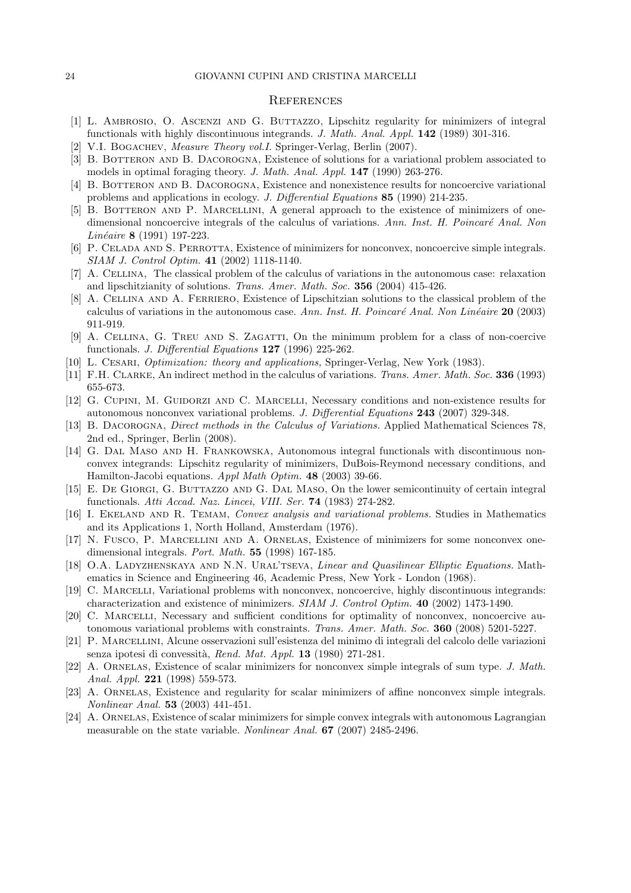## References

[1] L. Ambrosio, O. Ascenzi and G. Buttazzo, Lipschitz regularity for minimizers of integral functionals with highly discontinuous integrands. *J. Math. Anal. Appl.* **142** (1989) 301-316.

[2] V.I. Bogachev, *Measure Theory vol.I.* Springer-Verlag, Berlin (2007).

[3] B. Botteron and B. Dacorogna, Existence of solutions for a variational problem associated to models in optimal foraging theory. *J. Math. Anal. Appl.* **147** (1990) 263-276.

[4] B. Botteron and B. Dacorogna, Existence and nonexistence results for noncoercive variational problems and applications in ecology. *J. Differential Equations* **85** (1990) 214-235.

[5] B. Botteron and P. Marcellini, A general approach to the existence of minimizers of one-dimensional noncoercive integrals of the calculus of variations. *Ann. Inst. H. Poincaré Anal. Non Linéaire* **8** (1991) 197-223.

[6] P. Celada and S. Perrotta, Existence of minimizers for nonconvex, noncoercive simple integrals. *SIAM J. Control Optim.* **41** (2002) 1118-1140.

[7] A. Cellina, The classical problem of the calculus of variations in the autonomous case: relaxation and lipschitzianity of solutions. *Trans. Amer. Math. Soc.* **356** (2004) 415-426.

[8] A. Cellina and A. Ferriero, Existence of Lipschitzian solutions to the classical problem of the calculus of variations in the autonomous case. *Ann. Inst. H. Poincaré Anal. Non Linéaire* **20** (2003) 911-919.

[9] A. Cellina, G. Treu and S. Zagatti, On the minimum problem for a class of non-coercive functionals. *J. Differential Equations* **127** (1996) 225-262.

[10] L. Cesari, *Optimization: theory and applications,* Springer-Verlag, New York (1983).

[11] F.H. Clarke, An indirect method in the calculus of variations. *Trans. Amer. Math. Soc.* **336** (1993) 655-673.

[12] G. Cupini, M. Guidorzi and C. Marcelli, Necessary conditions and non-existence results for autonomous nonconvex variational problems. *J. Differential Equations* **243** (2007) 329-348.

[13] B. Dacorogna, *Direct methods in the Calculus of Variations.* Applied Mathematical Sciences 78, 2nd ed., Springer, Berlin (2008).

[14] G. Dal Maso and H. Frankowska, Autonomous integral functionals with discontinuous nonconvex integrands: Lipschitz regularity of minimizers, DuBois-Reymond necessary conditions, and Hamilton-Jacobi equations. *Appl Math Optim.* **48** (2003) 39-66.

[15] E. De Giorgi, G. Buttazzo and G. Dal Maso, On the lower semicontinuity of certain integral functionals. *Atti Accad. Naz. Lincei, VIII. Ser.* **74** (1983) 274-282.

[16] I. Ekeland and R. Temam, *Convex analysis and variational problems.* Studies in Mathematics and its Applications 1, North Holland, Amsterdam (1976).

[17] N. Fusco, P. Marcellini and A. Ornelas, Existence of minimizers for some nonconvex one-dimensional integrals. *Port. Math.* **55** (1998) 167-185.

[18] O.A. Ladyzhenskaya and N.N. Ural'tseva, *Linear and Quasilinear Elliptic Equations.* Mathematics in Science and Engineering 46, Academic Press, New York - London (1968).

[19] C. Marcelli, Variational problems with nonconvex, noncoercive, highly discontinuous integrands: characterization and existence of minimizers. *SIAM J. Control Optim.* **40** (2002) 1473-1490.

[20] C. Marcelli, Necessary and sufficient conditions for optimality of nonconvex, noncoercive autonomous variational problems with constraints. *Trans. Amer. Math. Soc.* **360** (2008) 5201-5227.

[21] P. Marcellini, Alcune osservazioni sull'esistenza del minimo di integrali del calcolo delle variazioni senza ipotesi di convessità, *Rend. Mat. Appl.* **13** (1980) 271-281.

[22] A. Ornelas, Existence of scalar minimizers for nonconvex simple integrals of sum type. *J. Math. Anal. Appl.* **221** (1998) 559-573.

[23] A. Ornelas, Existence and regularity for scalar minimizers of affine nonconvex simple integrals. *Nonlinear Anal.* **53** (2003) 441-451.

[24] A. Ornelas, Existence of scalar minimizers for simple convex integrals with autonomous Lagrangian measurable on the state variable. *Nonlinear Anal.* **67** (2007) 2485-2496.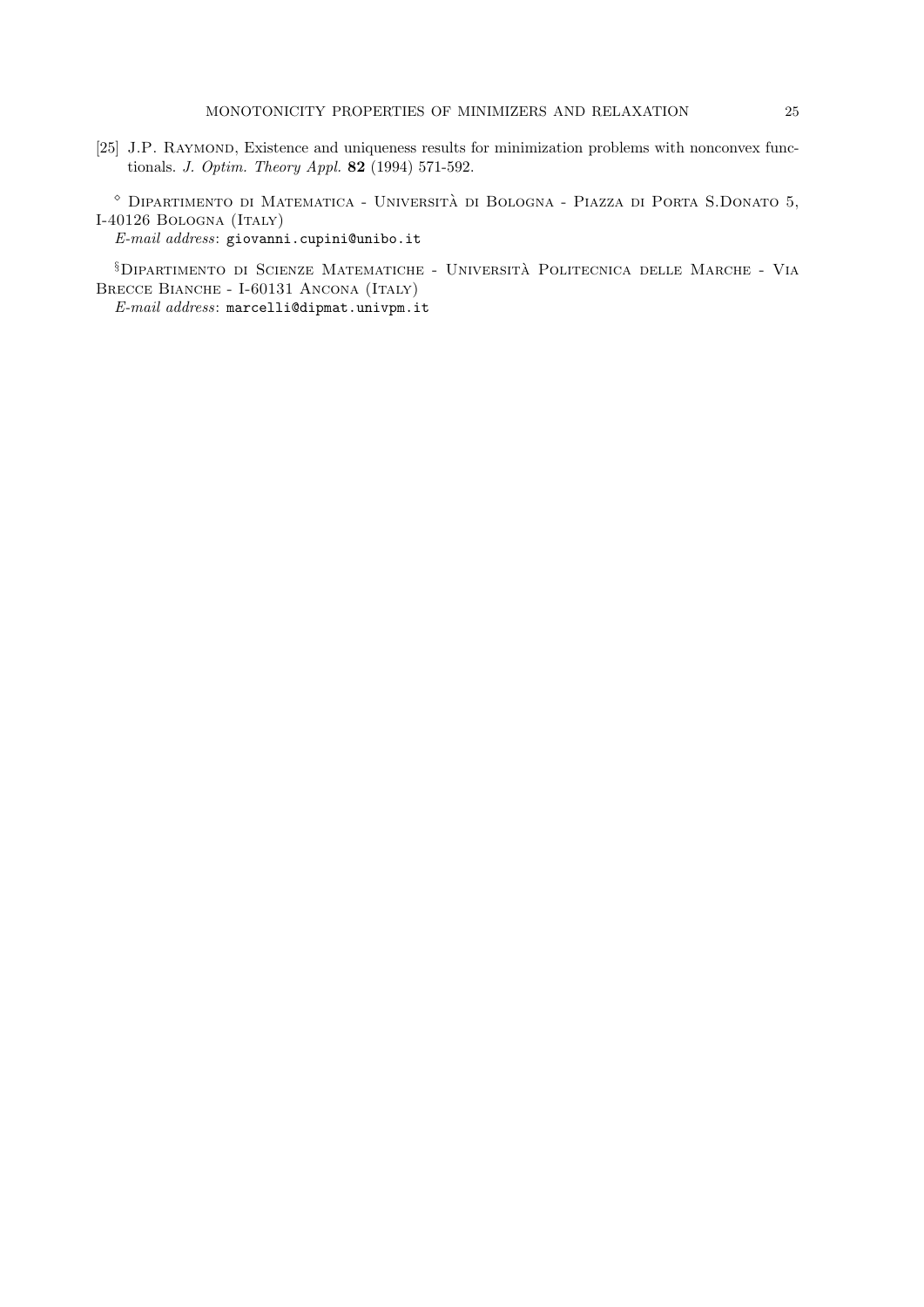[25] J.P. Raymond, Existence and uniqueness results for minimization problems with nonconvex functionals. *J. Optim. Theory Appl.* **82** (1994) 571-592.

[◇] Dipartimento di Matematica - Università di Bologna - Piazza di Porta S.Donato 5, I-40126 Bologna (Italy)

*E-mail address*: giovanni.cupini@unibo.it

[§] Dipartimento di Scienze Matematiche - Università Politecnica delle Marche - Via Brecce Bianche - I-60131 Ancona (Italy)

*E-mail address*: marcelli@dipmat.univpm.it